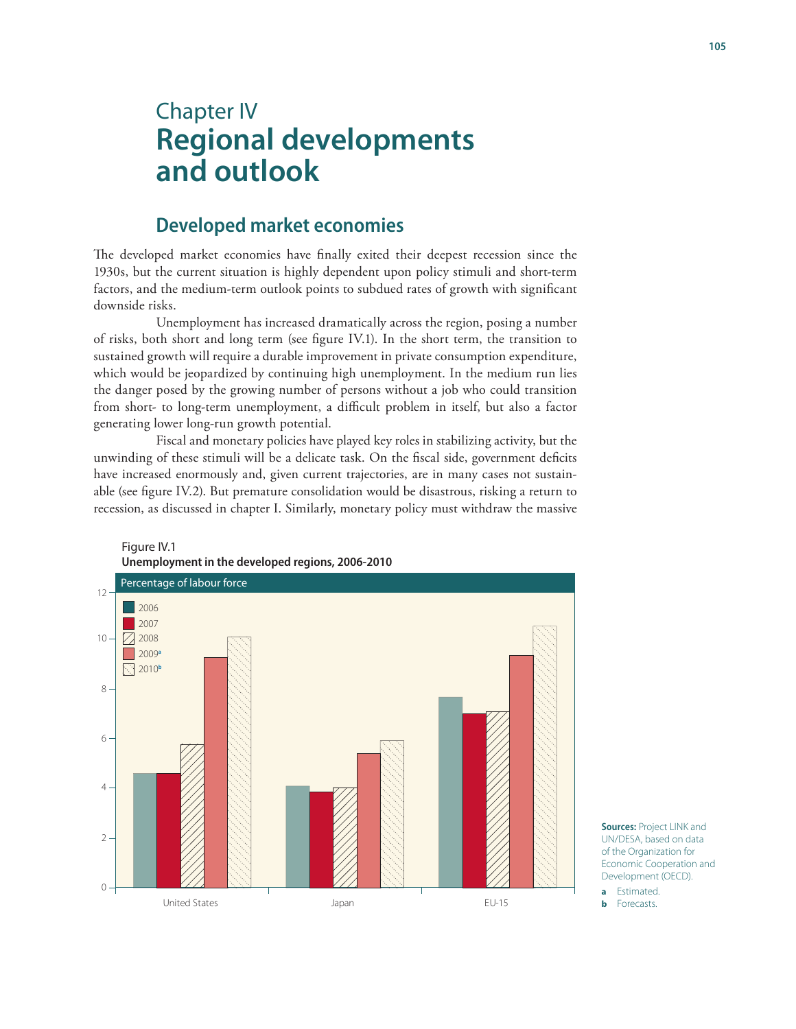# Chapter IV
# Regional developments and outlook

## Developed market economies

The developed market economies have finally exited their deepest recession since the 1930s, but the current situation is highly dependent upon policy stimuli and short-term factors, and the medium-term outlook points to subdued rates of growth with significant downside risks.

Unemployment has increased dramatically across the region, posing a number of risks, both short and long term (see figure IV.1). In the short term, the transition to sustained growth will require a durable improvement in private consumption expenditure, which would be jeopardized by continuing high unemployment. In the medium run lies the danger posed by the growing number of persons without a job who could transition from short- to long-term unemployment, a difficult problem in itself, but also a factor generating lower long-run growth potential.

Fiscal and monetary policies have played key roles in stabilizing activity, but the unwinding of these stimuli will be a delicate task. On the fiscal side, government deficits have increased enormously and, given current trajectories, are in many cases not sustainable (see figure IV.2). But premature consolidation would be disastrous, risking a return to recession, as discussed in chapter I. Similarly, monetary policy must withdraw the massive

Figure IV.1
**Unemployment in the developed regions, 2006-2010**

Percentage of labour force

Legend: 2006; 2007; 2008; 2009[a]; 2010[b]

Categories: United States; Japan; EU-15

**Sources:** Project LINK and UN/DESA, based on data of the Organization for Economic Cooperation and Development (OECD).

a Estimated.
b Forecasts.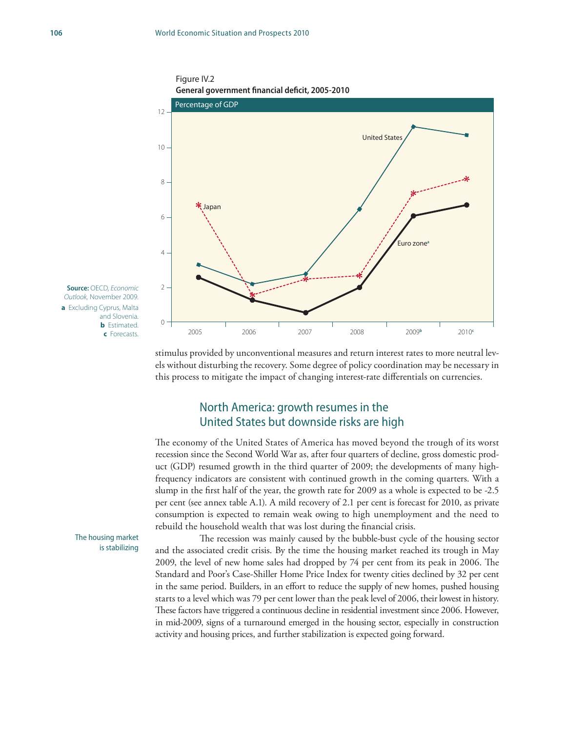Figure IV.2
**General government financial deficit, 2005-2010**

Percentage of GDP

**Source:** OECD, *Economic Outlook*, November 2009.
**a** Excluding Cyprus, Malta and Slovenia.
**b** Estimated.
**c** Forecasts.

stimulus provided by unconventional measures and return interest rates to more neutral levels without disturbing the recovery. Some degree of policy coordination may be necessary in this process to mitigate the impact of changing interest-rate differentials on currencies.

## North America: growth resumes in the United States but downside risks are high

The economy of the United States of America has moved beyond the trough of its worst recession since the Second World War as, after four quarters of decline, gross domestic product (GDP) resumed growth in the third quarter of 2009; the developments of many high-frequency indicators are consistent with continued growth in the coming quarters. With a slump in the first half of the year, the growth rate for 2009 as a whole is expected to be -2.5 per cent (see annex table A.1). A mild recovery of 2.1 per cent is forecast for 2010, as private consumption is expected to remain weak owing to high unemployment and the need to rebuild the household wealth that was lost during the financial crisis.

The housing market is stabilizing

The recession was mainly caused by the bubble-bust cycle of the housing sector and the associated credit crisis. By the time the housing market reached its trough in May 2009, the level of new home sales had dropped by 74 per cent from its peak in 2006. The Standard and Poor's Case-Shiller Home Price Index for twenty cities declined by 32 per cent in the same period. Builders, in an effort to reduce the supply of new homes, pushed housing starts to a level which was 79 per cent lower than the peak level of 2006, their lowest in history. These factors have triggered a continuous decline in residential investment since 2006. However, in mid-2009, signs of a turnaround emerged in the housing sector, especially in construction activity and housing prices, and further stabilization is expected going forward.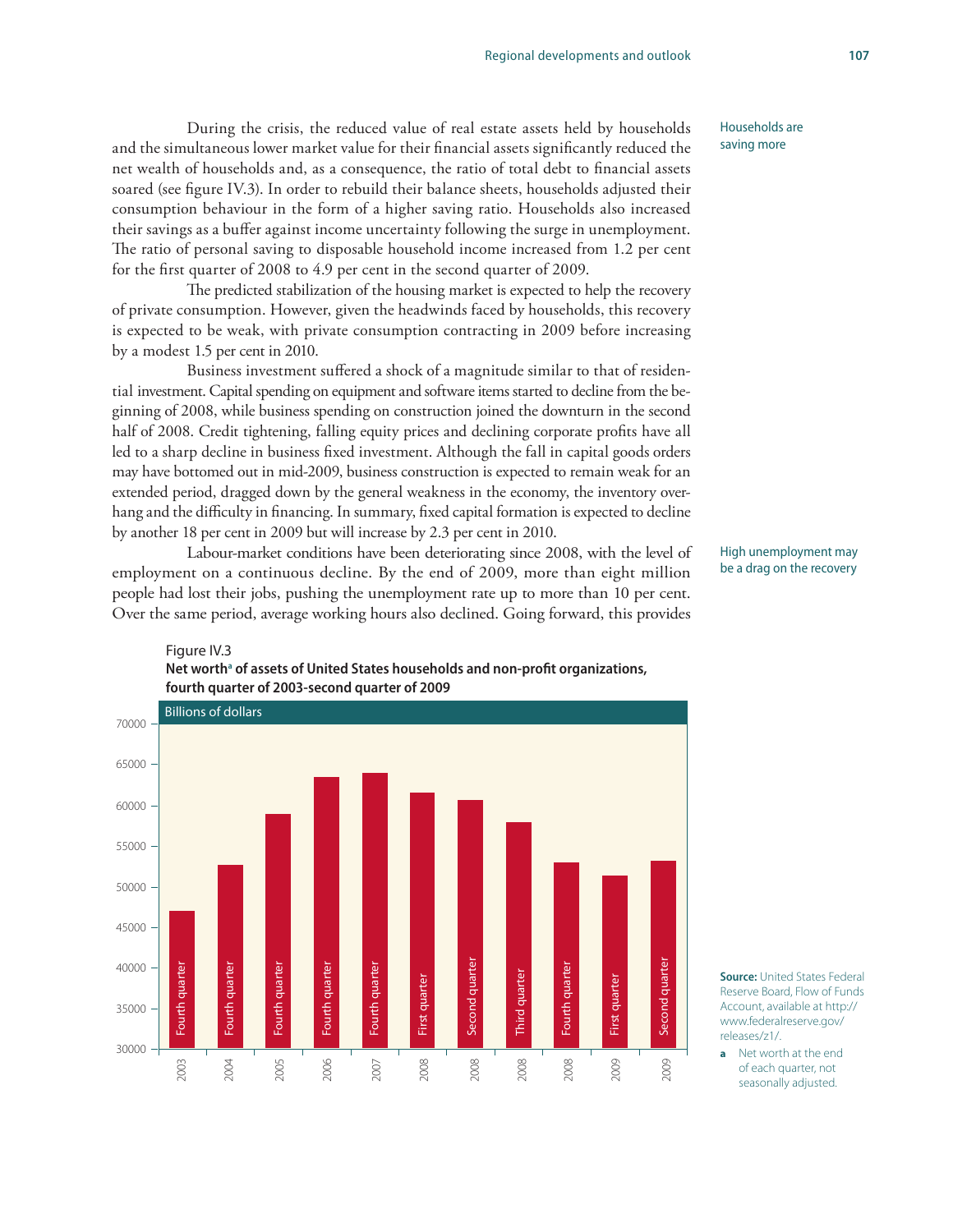Households are saving more

During the crisis, the reduced value of real estate assets held by households and the simultaneous lower market value for their financial assets significantly reduced the net wealth of households and, as a consequence, the ratio of total debt to financial assets soared (see figure IV.3). In order to rebuild their balance sheets, households adjusted their consumption behaviour in the form of a higher saving ratio. Households also increased their savings as a buffer against income uncertainty following the surge in unemployment. The ratio of personal saving to disposable household income increased from 1.2 per cent for the first quarter of 2008 to 4.9 per cent in the second quarter of 2009.

The predicted stabilization of the housing market is expected to help the recovery of private consumption. However, given the headwinds faced by households, this recovery is expected to be weak, with private consumption contracting in 2009 before increasing by a modest 1.5 per cent in 2010.

Business investment suffered a shock of a magnitude similar to that of residential investment. Capital spending on equipment and software items started to decline from the beginning of 2008, while business spending on construction joined the downturn in the second half of 2008. Credit tightening, falling equity prices and declining corporate profits have all led to a sharp decline in business fixed investment. Although the fall in capital goods orders may have bottomed out in mid-2009, business construction is expected to remain weak for an extended period, dragged down by the general weakness in the economy, the inventory overhang and the difficulty in financing. In summary, fixed capital formation is expected to decline by another 18 per cent in 2009 but will increase by 2.3 per cent in 2010.

High unemployment may be a drag on the recovery

Labour-market conditions have been deteriorating since 2008, with the level of employment on a continuous decline. By the end of 2009, more than eight million people had lost their jobs, pushing the unemployment rate up to more than 10 per cent. Over the same period, average working hours also declined. Going forward, this provides

Figure IV.3
**Net worth[a] of assets of United States households and non-profit organizations, fourth quarter of 2003-second quarter of 2009**

Billions of dollars

| Period | Net worth (approx.) |
|---|---|
| Fourth quarter 2003 | 47000 |
| Fourth quarter 2004 | 52700 |
| Fourth quarter 2005 | 58900 |
| Fourth quarter 2006 | 63400 |
| Fourth quarter 2007 | 63900 |
| First quarter 2008 | 61500 |
| Second quarter 2008 | 60600 |
| Third quarter 2008 | 57800 |
| Fourth quarter 2008 | 53000 |
| First quarter 2009 | 51400 |
| Second quarter 2009 | 53200 |

**Source:** United States Federal Reserve Board, Flow of Funds Account, available at http://www.federalreserve.gov/releases/z1/.

a Net worth at the end of each quarter, not seasonally adjusted.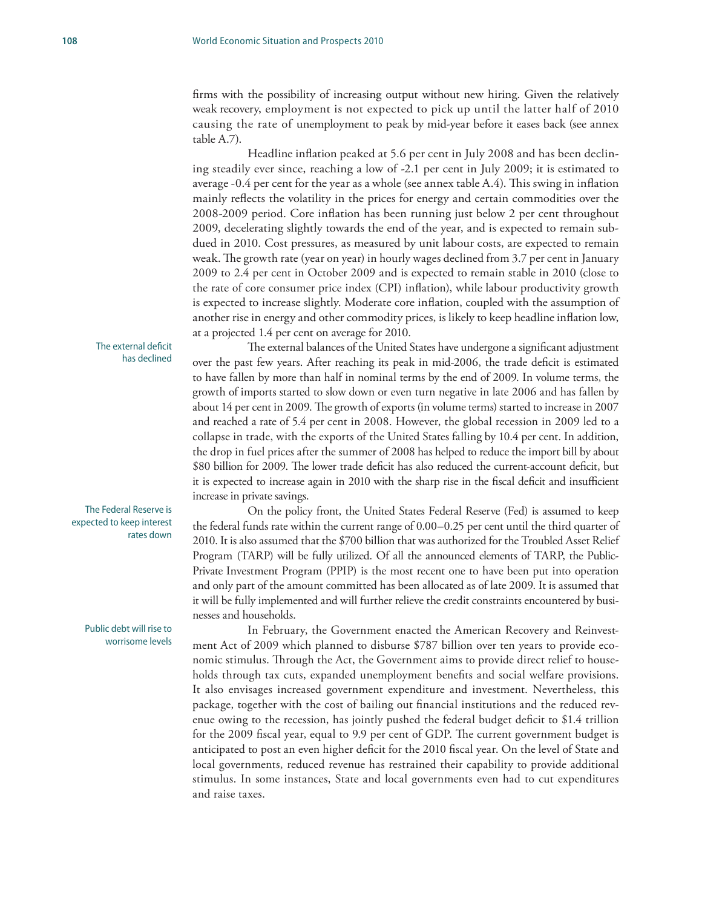firms with the possibility of increasing output without new hiring. Given the relatively weak recovery, employment is not expected to pick up until the latter half of 2010 causing the rate of unemployment to peak by mid-year before it eases back (see annex table A.7).

Headline inflation peaked at 5.6 per cent in July 2008 and has been declining steadily ever since, reaching a low of -2.1 per cent in July 2009; it is estimated to average -0.4 per cent for the year as a whole (see annex table A.4). This swing in inflation mainly reflects the volatility in the prices for energy and certain commodities over the 2008-2009 period. Core inflation has been running just below 2 per cent throughout 2009, decelerating slightly towards the end of the year, and is expected to remain subdued in 2010. Cost pressures, as measured by unit labour costs, are expected to remain weak. The growth rate (year on year) in hourly wages declined from 3.7 per cent in January 2009 to 2.4 per cent in October 2009 and is expected to remain stable in 2010 (close to the rate of core consumer price index (CPI) inflation), while labour productivity growth is expected to increase slightly. Moderate core inflation, coupled with the assumption of another rise in energy and other commodity prices, is likely to keep headline inflation low, at a projected 1.4 per cent on average for 2010.

*The external deficit has declined*

The external balances of the United States have undergone a significant adjustment over the past few years. After reaching its peak in mid-2006, the trade deficit is estimated to have fallen by more than half in nominal terms by the end of 2009. In volume terms, the growth of imports started to slow down or even turn negative in late 2006 and has fallen by about 14 per cent in 2009. The growth of exports (in volume terms) started to increase in 2007 and reached a rate of 5.4 per cent in 2008. However, the global recession in 2009 led to a collapse in trade, with the exports of the United States falling by 10.4 per cent. In addition, the drop in fuel prices after the summer of 2008 has helped to reduce the import bill by about $80 billion for 2009. The lower trade deficit has also reduced the current-account deficit, but it is expected to increase again in 2010 with the sharp rise in the fiscal deficit and insufficient increase in private savings.

*The Federal Reserve is expected to keep interest rates down*

On the policy front, the United States Federal Reserve (Fed) is assumed to keep the federal funds rate within the current range of 0.00–0.25 per cent until the third quarter of 2010. It is also assumed that the $700 billion that was authorized for the Troubled Asset Relief Program (TARP) will be fully utilized. Of all the announced elements of TARP, the Public-Private Investment Program (PPIP) is the most recent one to have been put into operation and only part of the amount committed has been allocated as of late 2009. It is assumed that it will be fully implemented and will further relieve the credit constraints encountered by businesses and households.

*Public debt will rise to worrisome levels*

In February, the Government enacted the American Recovery and Reinvestment Act of 2009 which planned to disburse $787 billion over ten years to provide economic stimulus. Through the Act, the Government aims to provide direct relief to households through tax cuts, expanded unemployment benefits and social welfare provisions. It also envisages increased government expenditure and investment. Nevertheless, this package, together with the cost of bailing out financial institutions and the reduced revenue owing to the recession, has jointly pushed the federal budget deficit to $1.4 trillion for the 2009 fiscal year, equal to 9.9 per cent of GDP. The current government budget is anticipated to post an even higher deficit for the 2010 fiscal year. On the level of State and local governments, reduced revenue has restrained their capability to provide additional stimulus. In some instances, State and local governments even had to cut expenditures and raise taxes.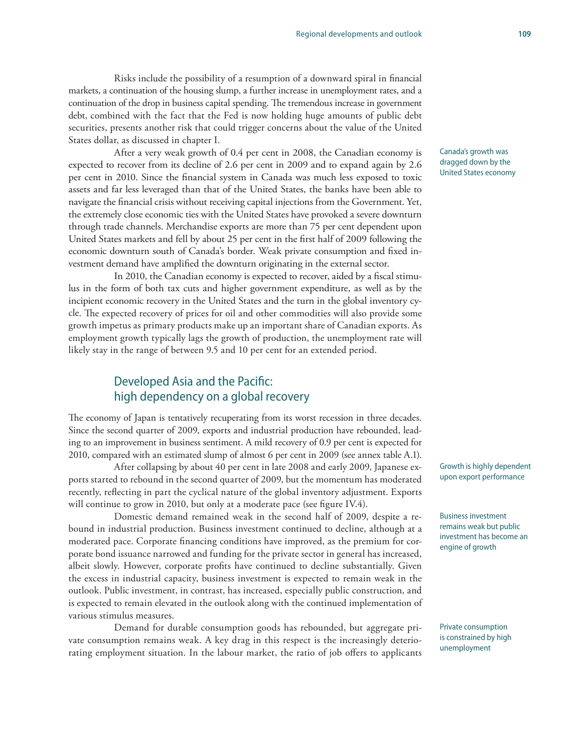Risks include the possibility of a resumption of a downward spiral in financial markets, a continuation of the housing slump, a further increase in unemployment rates, and a continuation of the drop in business capital spending. The tremendous increase in government debt, combined with the fact that the Fed is now holding huge amounts of public debt securities, presents another risk that could trigger concerns about the value of the United States dollar, as discussed in chapter I.

Canada's growth was dragged down by the United States economy

After a very weak growth of 0.4 per cent in 2008, the Canadian economy is expected to recover from its decline of 2.6 per cent in 2009 and to expand again by 2.6 per cent in 2010. Since the financial system in Canada was much less exposed to toxic assets and far less leveraged than that of the United States, the banks have been able to navigate the financial crisis without receiving capital injections from the Government. Yet, the extremely close economic ties with the United States have provoked a severe downturn through trade channels. Merchandise exports are more than 75 per cent dependent upon United States markets and fell by about 25 per cent in the first half of 2009 following the economic downturn south of Canada's border. Weak private consumption and fixed investment demand have amplified the downturn originating in the external sector.

In 2010, the Canadian economy is expected to recover, aided by a fiscal stimulus in the form of both tax cuts and higher government expenditure, as well as by the incipient economic recovery in the United States and the turn in the global inventory cycle. The expected recovery of prices for oil and other commodities will also provide some growth impetus as primary products make up an important share of Canadian exports. As employment growth typically lags the growth of production, the unemployment rate will likely stay in the range of between 9.5 and 10 per cent for an extended period.

## Developed Asia and the Pacific: high dependency on a global recovery

The economy of Japan is tentatively recuperating from its worst recession in three decades. Since the second quarter of 2009, exports and industrial production have rebounded, leading to an improvement in business sentiment. A mild recovery of 0.9 per cent is expected for 2010, compared with an estimated slump of almost 6 per cent in 2009 (see annex table A.1).

Growth is highly dependent upon export performance

After collapsing by about 40 per cent in late 2008 and early 2009, Japanese exports started to rebound in the second quarter of 2009, but the momentum has moderated recently, reflecting in part the cyclical nature of the global inventory adjustment. Exports will continue to grow in 2010, but only at a moderate pace (see figure IV.4).

Business investment remains weak but public investment has become an engine of growth

Domestic demand remained weak in the second half of 2009, despite a rebound in industrial production. Business investment continued to decline, although at a moderated pace. Corporate financing conditions have improved, as the premium for corporate bond issuance narrowed and funding for the private sector in general has increased, albeit slowly. However, corporate profits have continued to decline substantially. Given the excess in industrial capacity, business investment is expected to remain weak in the outlook. Public investment, in contrast, has increased, especially public construction, and is expected to remain elevated in the outlook along with the continued implementation of various stimulus measures.

Private consumption is constrained by high unemployment

Demand for durable consumption goods has rebounded, but aggregate private consumption remains weak. A key drag in this respect is the increasingly deteriorating employment situation. In the labour market, the ratio of job offers to applicants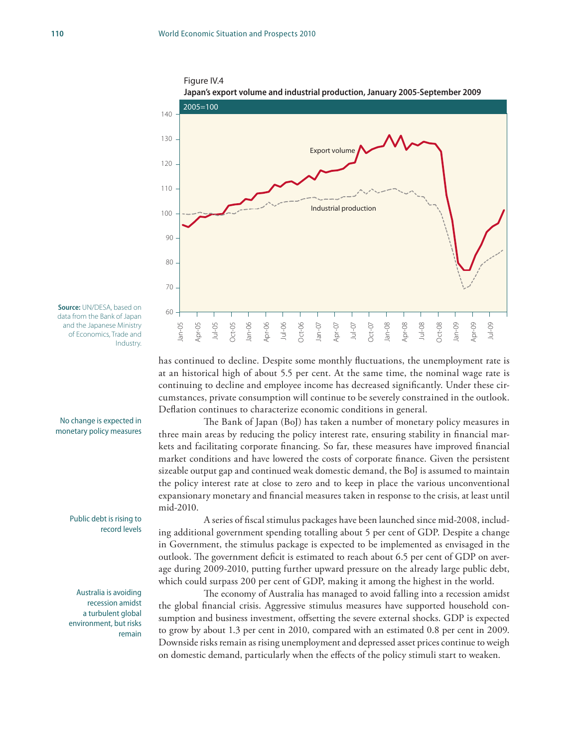Figure IV.4

**Japan's export volume and industrial production, January 2005-September 2009**

**Source:** UN/DESA, based on data from the Bank of Japan and the Japanese Ministry of Economics, Trade and Industry.

has continued to decline. Despite some monthly fluctuations, the unemployment rate is at an historical high of about 5.5 per cent. At the same time, the nominal wage rate is continuing to decline and employee income has decreased significantly. Under these circumstances, private consumption will continue to be severely constrained in the outlook. Deflation continues to characterize economic conditions in general.

*No change is expected in monetary policy measures*

The Bank of Japan (BoJ) has taken a number of monetary policy measures in three main areas by reducing the policy interest rate, ensuring stability in financial markets and facilitating corporate financing. So far, these measures have improved financial market conditions and have lowered the costs of corporate finance. Given the persistent sizeable output gap and continued weak domestic demand, the BoJ is assumed to maintain the policy interest rate at close to zero and to keep in place the various unconventional expansionary monetary and financial measures taken in response to the crisis, at least until mid-2010.

*Public debt is rising to record levels*

A series of fiscal stimulus packages have been launched since mid-2008, including additional government spending totalling about 5 per cent of GDP. Despite a change in Government, the stimulus package is expected to be implemented as envisaged in the outlook. The government deficit is estimated to reach about 6.5 per cent of GDP on average during 2009-2010, putting further upward pressure on the already large public debt, which could surpass 200 per cent of GDP, making it among the highest in the world.

*Australia is avoiding recession amidst a turbulent global environment, but risks remain*

The economy of Australia has managed to avoid falling into a recession amidst the global financial crisis. Aggressive stimulus measures have supported household consumption and business investment, offsetting the severe external shocks. GDP is expected to grow by about 1.3 per cent in 2010, compared with an estimated 0.8 per cent in 2009. Downside risks remain as rising unemployment and depressed asset prices continue to weigh on domestic demand, particularly when the effects of the policy stimuli start to weaken.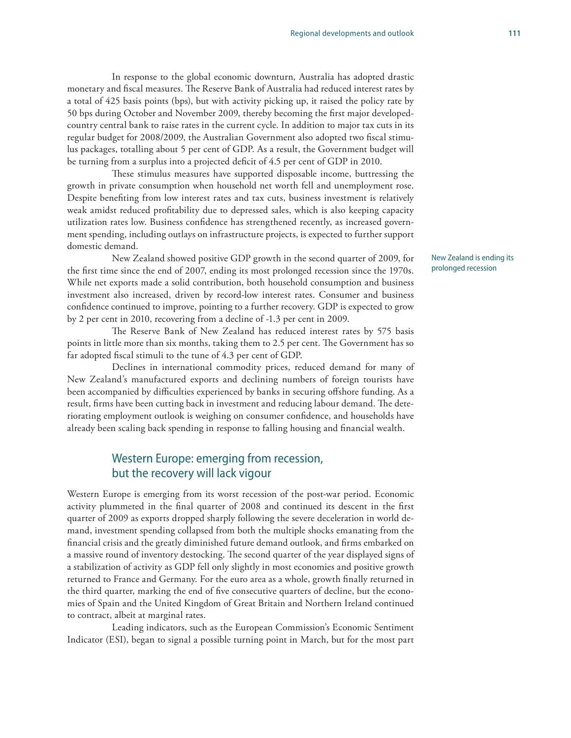In response to the global economic downturn, Australia has adopted drastic monetary and fiscal measures. The Reserve Bank of Australia had reduced interest rates by a total of 425 basis points (bps), but with activity picking up, it raised the policy rate by 50 bps during October and November 2009, thereby becoming the first major developed-country central bank to raise rates in the current cycle. In addition to major tax cuts in its regular budget for 2008/2009, the Australian Government also adopted two fiscal stimulus packages, totalling about 5 per cent of GDP. As a result, the Government budget will be turning from a surplus into a projected deficit of 4.5 per cent of GDP in 2010.

These stimulus measures have supported disposable income, buttressing the growth in private consumption when household net worth fell and unemployment rose. Despite benefiting from low interest rates and tax cuts, business investment is relatively weak amidst reduced profitability due to depressed sales, which is also keeping capacity utilization rates low. Business confidence has strengthened recently, as increased government spending, including outlays on infrastructure projects, is expected to further support domestic demand.

New Zealand is ending its prolonged recession

New Zealand showed positive GDP growth in the second quarter of 2009, for the first time since the end of 2007, ending its most prolonged recession since the 1970s. While net exports made a solid contribution, both household consumption and business investment also increased, driven by record-low interest rates. Consumer and business confidence continued to improve, pointing to a further recovery. GDP is expected to grow by 2 per cent in 2010, recovering from a decline of -1.3 per cent in 2009.

The Reserve Bank of New Zealand has reduced interest rates by 575 basis points in little more than six months, taking them to 2.5 per cent. The Government has so far adopted fiscal stimuli to the tune of 4.3 per cent of GDP.

Declines in international commodity prices, reduced demand for many of New Zealand's manufactured exports and declining numbers of foreign tourists have been accompanied by difficulties experienced by banks in securing offshore funding. As a result, firms have been cutting back in investment and reducing labour demand. The deteriorating employment outlook is weighing on consumer confidence, and households have already been scaling back spending in response to falling housing and financial wealth.

## Western Europe: emerging from recession, but the recovery will lack vigour

Western Europe is emerging from its worst recession of the post-war period. Economic activity plummeted in the final quarter of 2008 and continued its descent in the first quarter of 2009 as exports dropped sharply following the severe deceleration in world demand, investment spending collapsed from both the multiple shocks emanating from the financial crisis and the greatly diminished future demand outlook, and firms embarked on a massive round of inventory destocking. The second quarter of the year displayed signs of a stabilization of activity as GDP fell only slightly in most economies and positive growth returned to France and Germany. For the euro area as a whole, growth finally returned in the third quarter, marking the end of five consecutive quarters of decline, but the economies of Spain and the United Kingdom of Great Britain and Northern Ireland continued to contract, albeit at marginal rates.

Leading indicators, such as the European Commission's Economic Sentiment Indicator (ESI), began to signal a possible turning point in March, but for the most part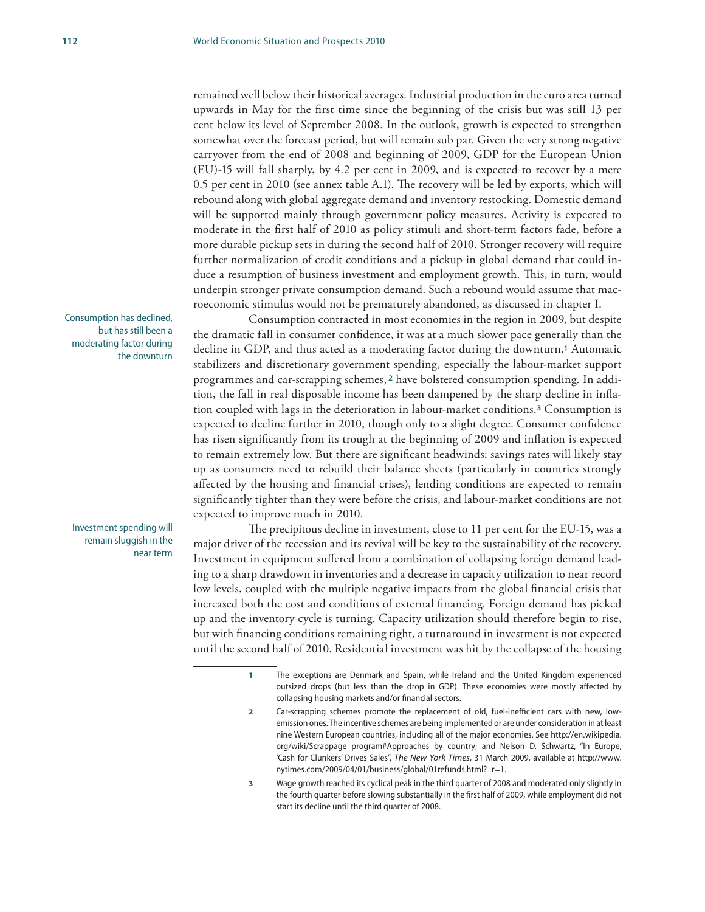remained well below their historical averages. Industrial production in the euro area turned upwards in May for the first time since the beginning of the crisis but was still 13 per cent below its level of September 2008. In the outlook, growth is expected to strengthen somewhat over the forecast period, but will remain sub par. Given the very strong negative carryover from the end of 2008 and beginning of 2009, GDP for the European Union (EU)-15 will fall sharply, by 4.2 per cent in 2009, and is expected to recover by a mere 0.5 per cent in 2010 (see annex table A.1). The recovery will be led by exports, which will rebound along with global aggregate demand and inventory restocking. Domestic demand will be supported mainly through government policy measures. Activity is expected to moderate in the first half of 2010 as policy stimuli and short-term factors fade, before a more durable pickup sets in during the second half of 2010. Stronger recovery will require further normalization of credit conditions and a pickup in global demand that could induce a resumption of business investment and employment growth. This, in turn, would underpin stronger private consumption demand. Such a rebound would assume that macroeconomic stimulus would not be prematurely abandoned, as discussed in chapter I.

*Consumption has declined, but has still been a moderating factor during the downturn*

Consumption contracted in most economies in the region in 2009, but despite the dramatic fall in consumer confidence, it was at a much slower pace generally than the decline in GDP, and thus acted as a moderating factor during the downturn.[1] Automatic stabilizers and discretionary government spending, especially the labour-market support programmes and car-scrapping schemes,[2] have bolstered consumption spending. In addition, the fall in real disposable income has been dampened by the sharp decline in inflation coupled with lags in the deterioration in labour-market conditions.[3] Consumption is expected to decline further in 2010, though only to a slight degree. Consumer confidence has risen significantly from its trough at the beginning of 2009 and inflation is expected to remain extremely low. But there are significant headwinds: savings rates will likely stay up as consumers need to rebuild their balance sheets (particularly in countries strongly affected by the housing and financial crises), lending conditions are expected to remain significantly tighter than they were before the crisis, and labour-market conditions are not expected to improve much in 2010.

*Investment spending will remain sluggish in the near term*

The precipitous decline in investment, close to 11 per cent for the EU-15, was a major driver of the recession and its revival will be key to the sustainability of the recovery. Investment in equipment suffered from a combination of collapsing foreign demand leading to a sharp drawdown in inventories and a decrease in capacity utilization to near record low levels, coupled with the multiple negative impacts from the global financial crisis that increased both the cost and conditions of external financing. Foreign demand has picked up and the inventory cycle is turning. Capacity utilization should therefore begin to rise, but with financing conditions remaining tight, a turnaround in investment is not expected until the second half of 2010. Residential investment was hit by the collapse of the housing

---

1 The exceptions are Denmark and Spain, while Ireland and the United Kingdom experienced outsized drops (but less than the drop in GDP). These economies were mostly affected by collapsing housing markets and/or financial sectors.

2 Car-scrapping schemes promote the replacement of old, fuel-inefficient cars with new, low-emission ones. The incentive schemes are being implemented or are under consideration in at least nine Western European countries, including all of the major economies. See http://en.wikipedia.org/wiki/Scrappage_program#Approaches_by_country; and Nelson D. Schwartz, "In Europe, 'Cash for Clunkers' Drives Sales", *The New York Times*, 31 March 2009, available at http://www.nytimes.com/2009/04/01/business/global/01refunds.html?_r=1.

3 Wage growth reached its cyclical peak in the third quarter of 2008 and moderated only slightly in the fourth quarter before slowing substantially in the first half of 2009, while employment did not start its decline until the third quarter of 2008.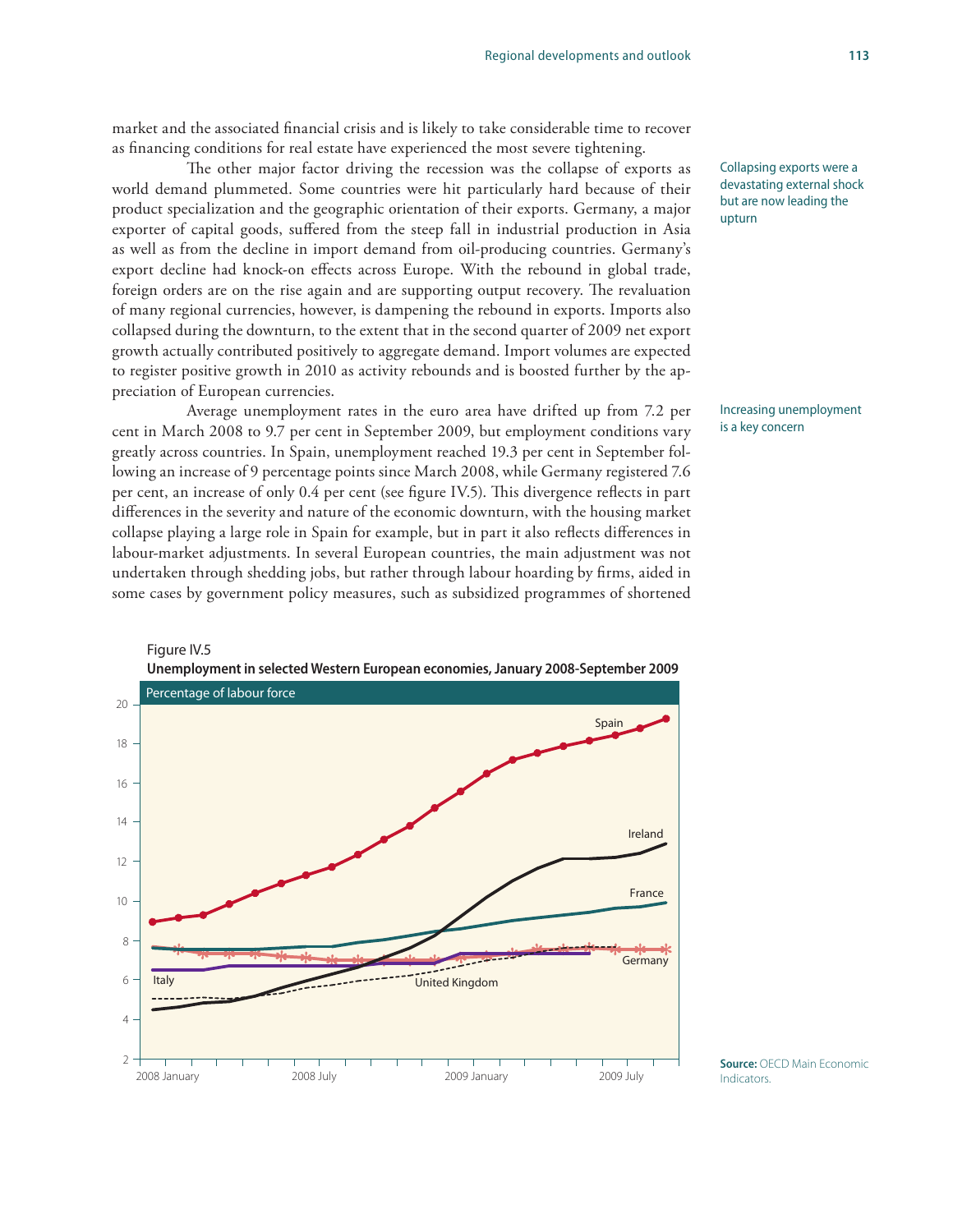market and the associated financial crisis and is likely to take considerable time to recover as financing conditions for real estate have experienced the most severe tightening.

Collapsing exports were a devastating external shock but are now leading the upturn

The other major factor driving the recession was the collapse of exports as world demand plummeted. Some countries were hit particularly hard because of their product specialization and the geographic orientation of their exports. Germany, a major exporter of capital goods, suffered from the steep fall in industrial production in Asia as well as from the decline in import demand from oil-producing countries. Germany's export decline had knock-on effects across Europe. With the rebound in global trade, foreign orders are on the rise again and are supporting output recovery. The revaluation of many regional currencies, however, is dampening the rebound in exports. Imports also collapsed during the downturn, to the extent that in the second quarter of 2009 net export growth actually contributed positively to aggregate demand. Import volumes are expected to register positive growth in 2010 as activity rebounds and is boosted further by the appreciation of European currencies.

Increasing unemployment is a key concern

Average unemployment rates in the euro area have drifted up from 7.2 per cent in March 2008 to 9.7 per cent in September 2009, but employment conditions vary greatly across countries. In Spain, unemployment reached 19.3 per cent in September following an increase of 9 percentage points since March 2008, while Germany registered 7.6 per cent, an increase of only 0.4 per cent (see figure IV.5). This divergence reflects in part differences in the severity and nature of the economic downturn, with the housing market collapse playing a large role in Spain for example, but in part it also reflects differences in labour-market adjustments. In several European countries, the main adjustment was not undertaken through shedding jobs, but rather through labour hoarding by firms, aided in some cases by government policy measures, such as subsidized programmes of shortened

Figure IV.5
**Unemployment in selected Western European economies, January 2008-September 2009**

Percentage of labour force

**Source:** OECD Main Economic Indicators.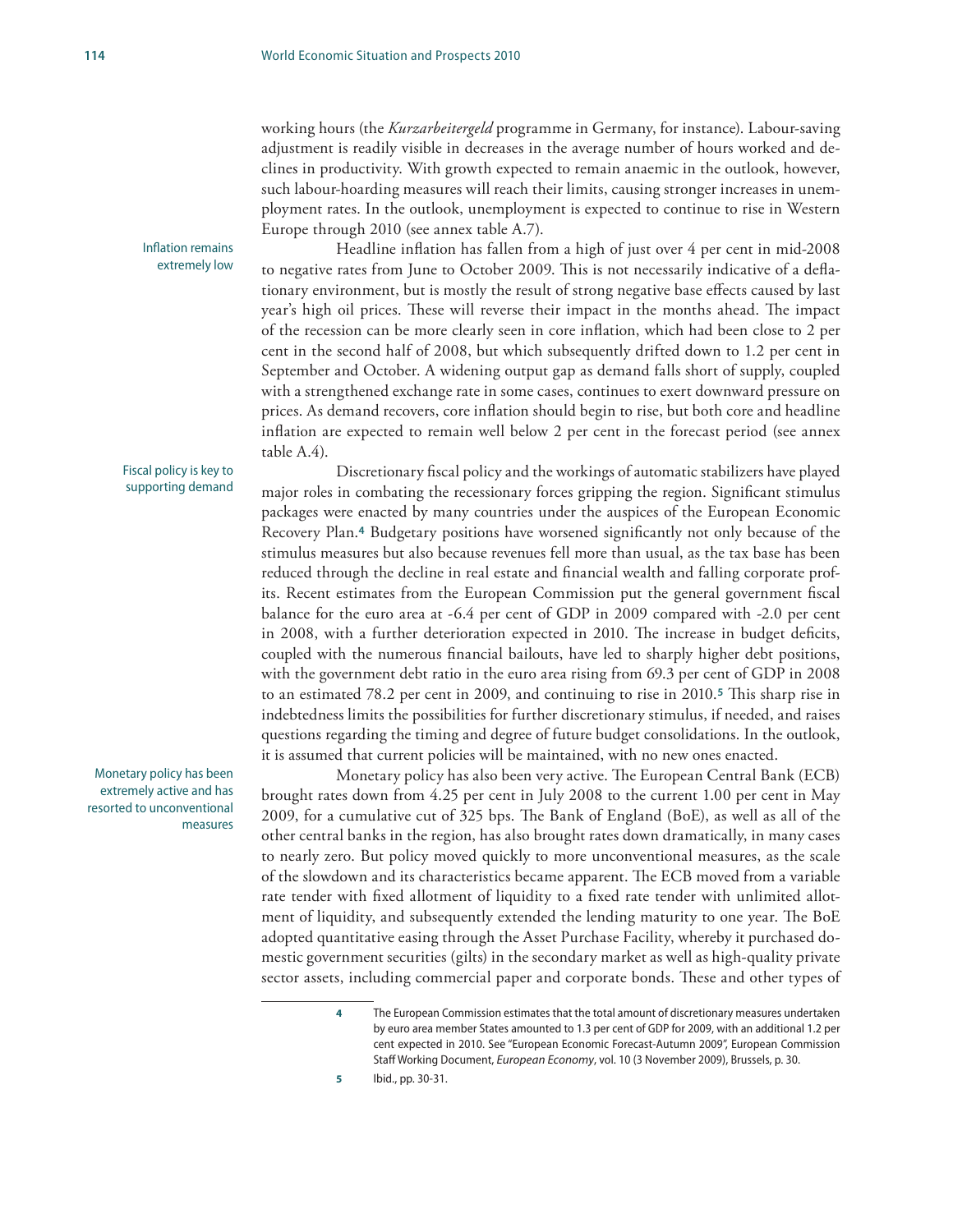working hours (the *Kurzarbeitergeld* programme in Germany, for instance). Labour-saving adjustment is readily visible in decreases in the average number of hours worked and declines in productivity. With growth expected to remain anaemic in the outlook, however, such labour-hoarding measures will reach their limits, causing stronger increases in unemployment rates. In the outlook, unemployment is expected to continue to rise in Western Europe through 2010 (see annex table A.7).

*Inflation remains extremely low*

Headline inflation has fallen from a high of just over 4 per cent in mid-2008 to negative rates from June to October 2009. This is not necessarily indicative of a deflationary environment, but is mostly the result of strong negative base effects caused by last year's high oil prices. These will reverse their impact in the months ahead. The impact of the recession can be more clearly seen in core inflation, which had been close to 2 per cent in the second half of 2008, but which subsequently drifted down to 1.2 per cent in September and October. A widening output gap as demand falls short of supply, coupled with a strengthened exchange rate in some cases, continues to exert downward pressure on prices. As demand recovers, core inflation should begin to rise, but both core and headline inflation are expected to remain well below 2 per cent in the forecast period (see annex table A.4).

*Fiscal policy is key to supporting demand*

Discretionary fiscal policy and the workings of automatic stabilizers have played major roles in combating the recessionary forces gripping the region. Significant stimulus packages were enacted by many countries under the auspices of the European Economic Recovery Plan.[4] Budgetary positions have worsened significantly not only because of the stimulus measures but also because revenues fell more than usual, as the tax base has been reduced through the decline in real estate and financial wealth and falling corporate profits. Recent estimates from the European Commission put the general government fiscal balance for the euro area at -6.4 per cent of GDP in 2009 compared with -2.0 per cent in 2008, with a further deterioration expected in 2010. The increase in budget deficits, coupled with the numerous financial bailouts, have led to sharply higher debt positions, with the government debt ratio in the euro area rising from 69.3 per cent of GDP in 2008 to an estimated 78.2 per cent in 2009, and continuing to rise in 2010.[5] This sharp rise in indebtedness limits the possibilities for further discretionary stimulus, if needed, and raises questions regarding the timing and degree of future budget consolidations. In the outlook, it is assumed that current policies will be maintained, with no new ones enacted.

*Monetary policy has been extremely active and has resorted to unconventional measures*

Monetary policy has also been very active. The European Central Bank (ECB) brought rates down from 4.25 per cent in July 2008 to the current 1.00 per cent in May 2009, for a cumulative cut of 325 bps. The Bank of England (BoE), as well as all of the other central banks in the region, has also brought rates down dramatically, in many cases to nearly zero. But policy moved quickly to more unconventional measures, as the scale of the slowdown and its characteristics became apparent. The ECB moved from a variable rate tender with fixed allotment of liquidity to a fixed rate tender with unlimited allotment of liquidity, and subsequently extended the lending maturity to one year. The BoE adopted quantitative easing through the Asset Purchase Facility, whereby it purchased domestic government securities (gilts) in the secondary market as well as high-quality private sector assets, including commercial paper and corporate bonds. These and other types of

---

4 The European Commission estimates that the total amount of discretionary measures undertaken by euro area member States amounted to 1.3 per cent of GDP for 2009, with an additional 1.2 per cent expected in 2010. See "European Economic Forecast-Autumn 2009", European Commission Staff Working Document, *European Economy*, vol. 10 (3 November 2009), Brussels, p. 30.

5 Ibid., pp. 30-31.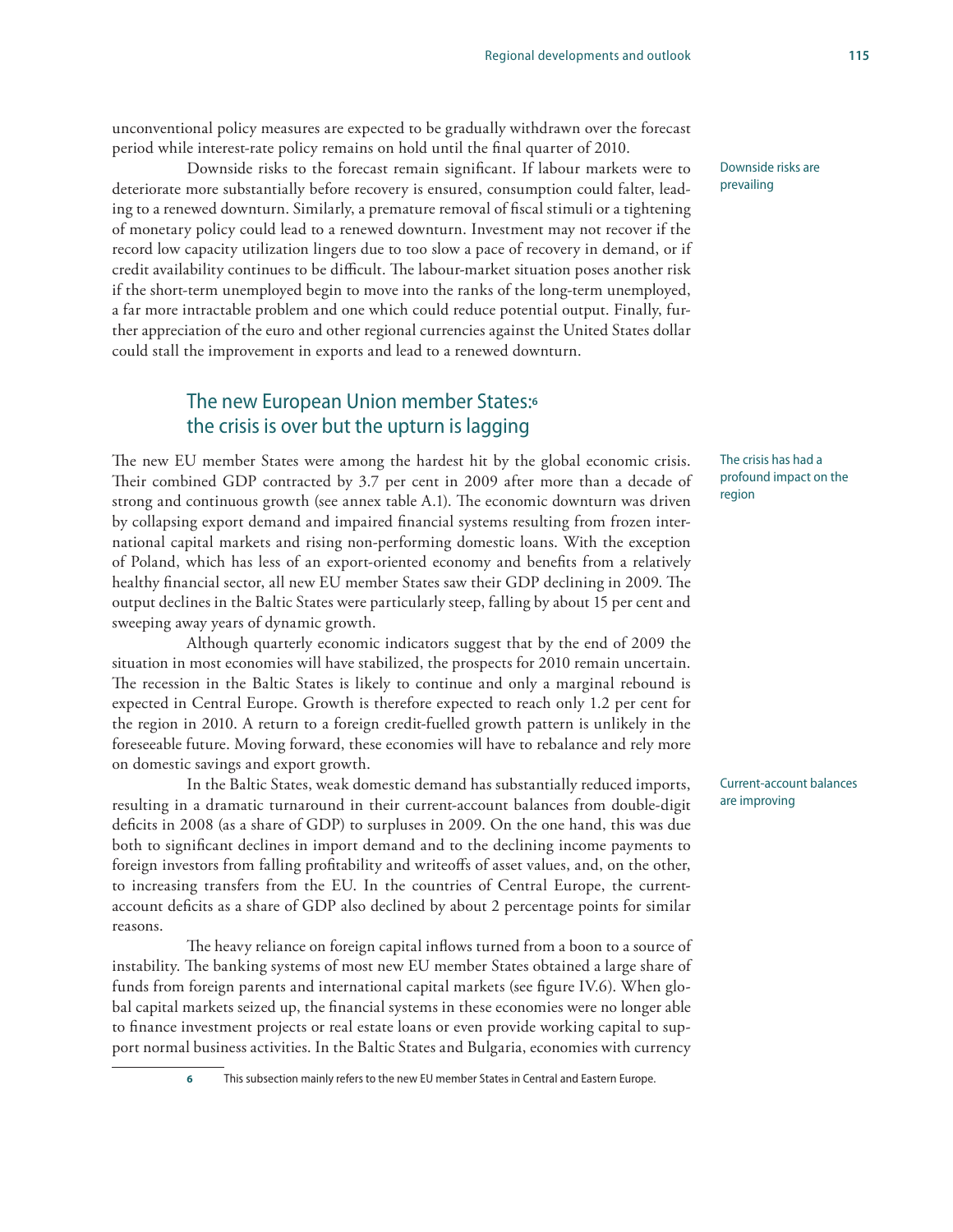unconventional policy measures are expected to be gradually withdrawn over the forecast period while interest-rate policy remains on hold until the final quarter of 2010.

Downside risks are prevailing

Downside risks to the forecast remain significant. If labour markets were to deteriorate more substantially before recovery is ensured, consumption could falter, leading to a renewed downturn. Similarly, a premature removal of fiscal stimuli or a tightening of monetary policy could lead to a renewed downturn. Investment may not recover if the record low capacity utilization lingers due to too slow a pace of recovery in demand, or if credit availability continues to be difficult. The labour-market situation poses another risk if the short-term unemployed begin to move into the ranks of the long-term unemployed, a far more intractable problem and one which could reduce potential output. Finally, further appreciation of the euro and other regional currencies against the United States dollar could stall the improvement in exports and lead to a renewed downturn.

## The new European Union member States:[6] the crisis is over but the upturn is lagging

The crisis has had a profound impact on the region

The new EU member States were among the hardest hit by the global economic crisis. Their combined GDP contracted by 3.7 per cent in 2009 after more than a decade of strong and continuous growth (see annex table A.1). The economic downturn was driven by collapsing export demand and impaired financial systems resulting from frozen international capital markets and rising non-performing domestic loans. With the exception of Poland, which has less of an export-oriented economy and benefits from a relatively healthy financial sector, all new EU member States saw their GDP declining in 2009. The output declines in the Baltic States were particularly steep, falling by about 15 per cent and sweeping away years of dynamic growth.

Although quarterly economic indicators suggest that by the end of 2009 the situation in most economies will have stabilized, the prospects for 2010 remain uncertain. The recession in the Baltic States is likely to continue and only a marginal rebound is expected in Central Europe. Growth is therefore expected to reach only 1.2 per cent for the region in 2010. A return to a foreign credit-fuelled growth pattern is unlikely in the foreseeable future. Moving forward, these economies will have to rebalance and rely more on domestic savings and export growth.

Current-account balances are improving

In the Baltic States, weak domestic demand has substantially reduced imports, resulting in a dramatic turnaround in their current-account balances from double-digit deficits in 2008 (as a share of GDP) to surpluses in 2009. On the one hand, this was due both to significant declines in import demand and to the declining income payments to foreign investors from falling profitability and writeoffs of asset values, and, on the other, to increasing transfers from the EU. In the countries of Central Europe, the current-account deficits as a share of GDP also declined by about 2 percentage points for similar reasons.

The heavy reliance on foreign capital inflows turned from a boon to a source of instability. The banking systems of most new EU member States obtained a large share of funds from foreign parents and international capital markets (see figure IV.6). When global capital markets seized up, the financial systems in these economies were no longer able to finance investment projects or real estate loans or even provide working capital to support normal business activities. In the Baltic States and Bulgaria, economies with currency

[6] This subsection mainly refers to the new EU member States in Central and Eastern Europe.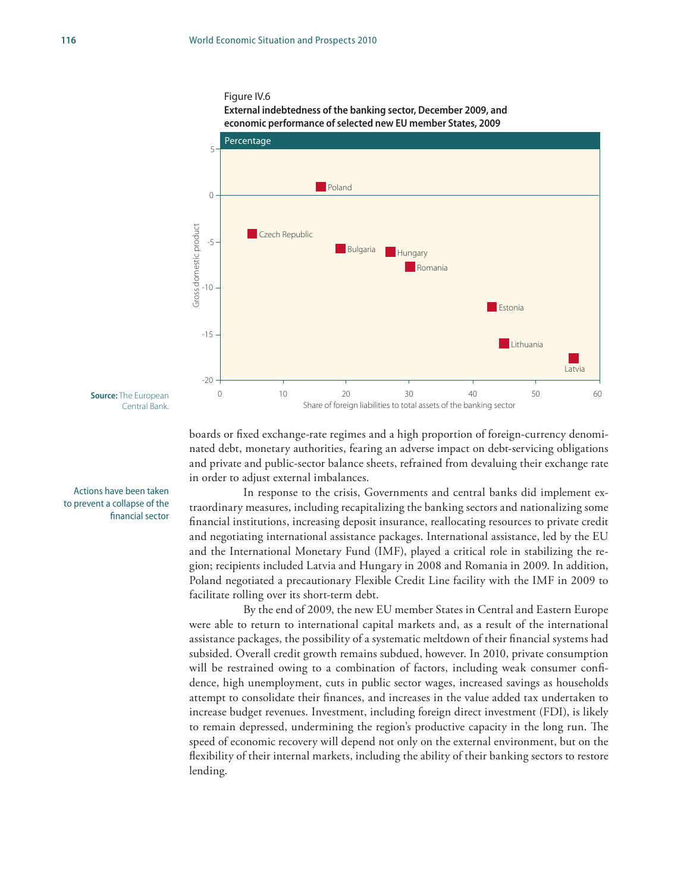Figure IV.6
**External indebtedness of the banking sector, December 2009, and economic performance of selected new EU member States, 2009**

**Source:** The European Central Bank.

boards or fixed exchange-rate regimes and a high proportion of foreign-currency denominated debt, monetary authorities, fearing an adverse impact on debt-servicing obligations and private and public-sector balance sheets, refrained from devaluing their exchange rate in order to adjust external imbalances.

Actions have been taken to prevent a collapse of the financial sector

In response to the crisis, Governments and central banks did implement extraordinary measures, including recapitalizing the banking sectors and nationalizing some financial institutions, increasing deposit insurance, reallocating resources to private credit and negotiating international assistance packages. International assistance, led by the EU and the International Monetary Fund (IMF), played a critical role in stabilizing the region; recipients included Latvia and Hungary in 2008 and Romania in 2009. In addition, Poland negotiated a precautionary Flexible Credit Line facility with the IMF in 2009 to facilitate rolling over its short-term debt.

By the end of 2009, the new EU member States in Central and Eastern Europe were able to return to international capital markets and, as a result of the international assistance packages, the possibility of a systematic meltdown of their financial systems had subsided. Overall credit growth remains subdued, however. In 2010, private consumption will be restrained owing to a combination of factors, including weak consumer confidence, high unemployment, cuts in public sector wages, increased savings as households attempt to consolidate their finances, and increases in the value added tax undertaken to increase budget revenues. Investment, including foreign direct investment (FDI), is likely to remain depressed, undermining the region's productive capacity in the long run. The speed of economic recovery will depend not only on the external environment, but on the flexibility of their internal markets, including the ability of their banking sectors to restore lending.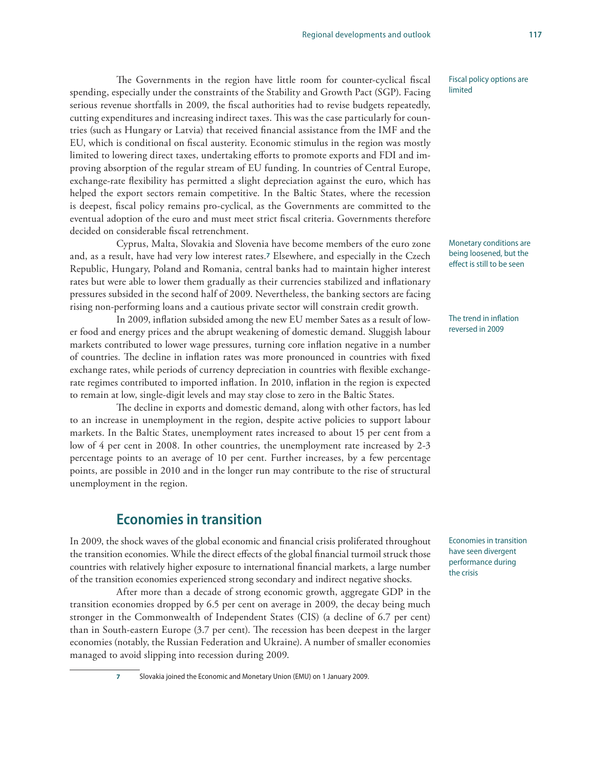Fiscal policy options are limited

The Governments in the region have little room for counter-cyclical fiscal spending, especially under the constraints of the Stability and Growth Pact (SGP). Facing serious revenue shortfalls in 2009, the fiscal authorities had to revise budgets repeatedly, cutting expenditures and increasing indirect taxes. This was the case particularly for countries (such as Hungary or Latvia) that received financial assistance from the IMF and the EU, which is conditional on fiscal austerity. Economic stimulus in the region was mostly limited to lowering direct taxes, undertaking efforts to promote exports and FDI and improving absorption of the regular stream of EU funding. In countries of Central Europe, exchange-rate flexibility has permitted a slight depreciation against the euro, which has helped the export sectors remain competitive. In the Baltic States, where the recession is deepest, fiscal policy remains pro-cyclical, as the Governments are committed to the eventual adoption of the euro and must meet strict fiscal criteria. Governments therefore decided on considerable fiscal retrenchment.

Monetary conditions are being loosened, but the effect is still to be seen

Cyprus, Malta, Slovakia and Slovenia have become members of the euro zone and, as a result, have had very low interest rates.[7] Elsewhere, and especially in the Czech Republic, Hungary, Poland and Romania, central banks had to maintain higher interest rates but were able to lower them gradually as their currencies stabilized and inflationary pressures subsided in the second half of 2009. Nevertheless, the banking sectors are facing rising non-performing loans and a cautious private sector will constrain credit growth.

The trend in inflation reversed in 2009

In 2009, inflation subsided among the new EU member Sates as a result of lower food and energy prices and the abrupt weakening of domestic demand. Sluggish labour markets contributed to lower wage pressures, turning core inflation negative in a number of countries. The decline in inflation rates was more pronounced in countries with fixed exchange rates, while periods of currency depreciation in countries with flexible exchange-rate regimes contributed to imported inflation. In 2010, inflation in the region is expected to remain at low, single-digit levels and may stay close to zero in the Baltic States.

The decline in exports and domestic demand, along with other factors, has led to an increase in unemployment in the region, despite active policies to support labour markets. In the Baltic States, unemployment rates increased to about 15 per cent from a low of 4 per cent in 2008. In other countries, the unemployment rate increased by 2-3 percentage points to an average of 10 per cent. Further increases, by a few percentage points, are possible in 2010 and in the longer run may contribute to the rise of structural unemployment in the region.

## Economies in transition

Economies in transition have seen divergent performance during the crisis

In 2009, the shock waves of the global economic and financial crisis proliferated throughout the transition economies. While the direct effects of the global financial turmoil struck those countries with relatively higher exposure to international financial markets, a large number of the transition economies experienced strong secondary and indirect negative shocks.

After more than a decade of strong economic growth, aggregate GDP in the transition economies dropped by 6.5 per cent on average in 2009, the decay being much stronger in the Commonwealth of Independent States (CIS) (a decline of 6.7 per cent) than in South-eastern Europe (3.7 per cent). The recession has been deepest in the larger economies (notably, the Russian Federation and Ukraine). A number of smaller economies managed to avoid slipping into recession during 2009.

7 Slovakia joined the Economic and Monetary Union (EMU) on 1 January 2009.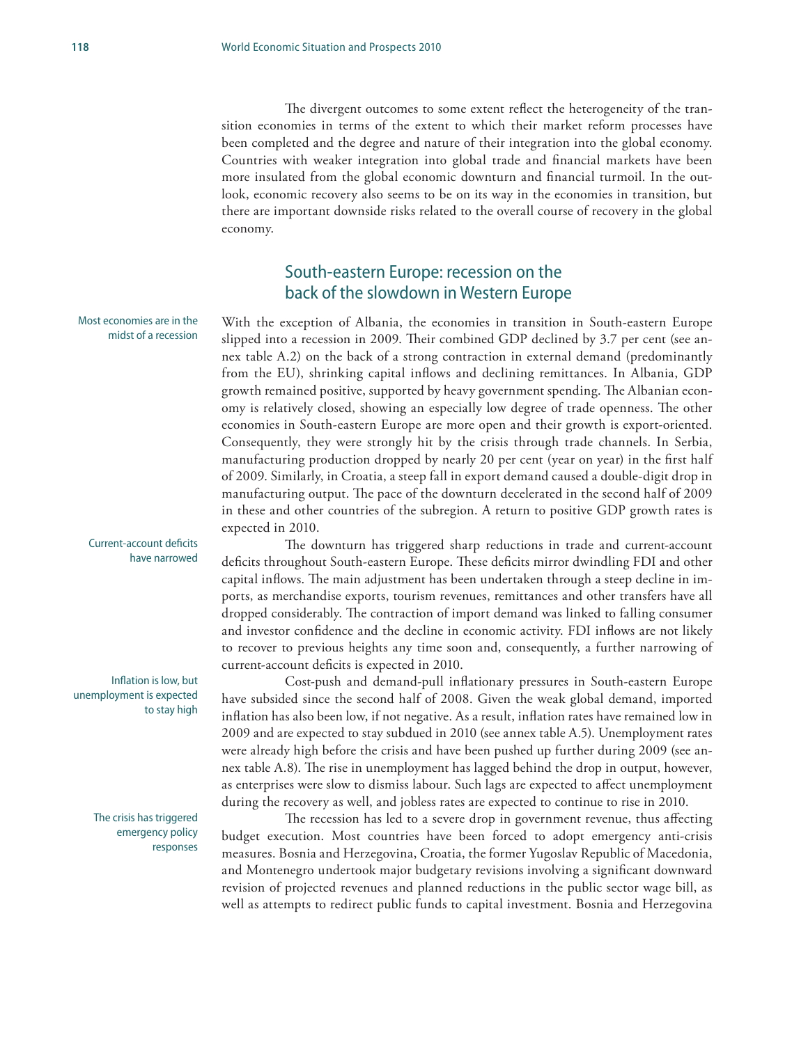The divergent outcomes to some extent reflect the heterogeneity of the transition economies in terms of the extent to which their market reform processes have been completed and the degree and nature of their integration into the global economy. Countries with weaker integration into global trade and financial markets have been more insulated from the global economic downturn and financial turmoil. In the outlook, economic recovery also seems to be on its way in the economies in transition, but there are important downside risks related to the overall course of recovery in the global economy.

## South-eastern Europe: recession on the back of the slowdown in Western Europe

*Most economies are in the midst of a recession*

With the exception of Albania, the economies in transition in South-eastern Europe slipped into a recession in 2009. Their combined GDP declined by 3.7 per cent (see annex table A.2) on the back of a strong contraction in external demand (predominantly from the EU), shrinking capital inflows and declining remittances. In Albania, GDP growth remained positive, supported by heavy government spending. The Albanian economy is relatively closed, showing an especially low degree of trade openness. The other economies in South-eastern Europe are more open and their growth is export-oriented. Consequently, they were strongly hit by the crisis through trade channels. In Serbia, manufacturing production dropped by nearly 20 per cent (year on year) in the first half of 2009. Similarly, in Croatia, a steep fall in export demand caused a double-digit drop in manufacturing output. The pace of the downturn decelerated in the second half of 2009 in these and other countries of the subregion. A return to positive GDP growth rates is expected in 2010.

*Current-account deficits have narrowed*

The downturn has triggered sharp reductions in trade and current-account deficits throughout South-eastern Europe. These deficits mirror dwindling FDI and other capital inflows. The main adjustment has been undertaken through a steep decline in imports, as merchandise exports, tourism revenues, remittances and other transfers have all dropped considerably. The contraction of import demand was linked to falling consumer and investor confidence and the decline in economic activity. FDI inflows are not likely to recover to previous heights any time soon and, consequently, a further narrowing of current-account deficits is expected in 2010.

*Inflation is low, but unemployment is expected to stay high*

Cost-push and demand-pull inflationary pressures in South-eastern Europe have subsided since the second half of 2008. Given the weak global demand, imported inflation has also been low, if not negative. As a result, inflation rates have remained low in 2009 and are expected to stay subdued in 2010 (see annex table A.5). Unemployment rates were already high before the crisis and have been pushed up further during 2009 (see annex table A.8). The rise in unemployment has lagged behind the drop in output, however, as enterprises were slow to dismiss labour. Such lags are expected to affect unemployment during the recovery as well, and jobless rates are expected to continue to rise in 2010.

*The crisis has triggered emergency policy responses*

The recession has led to a severe drop in government revenue, thus affecting budget execution. Most countries have been forced to adopt emergency anti-crisis measures. Bosnia and Herzegovina, Croatia, the former Yugoslav Republic of Macedonia, and Montenegro undertook major budgetary revisions involving a significant downward revision of projected revenues and planned reductions in the public sector wage bill, as well as attempts to redirect public funds to capital investment. Bosnia and Herzegovina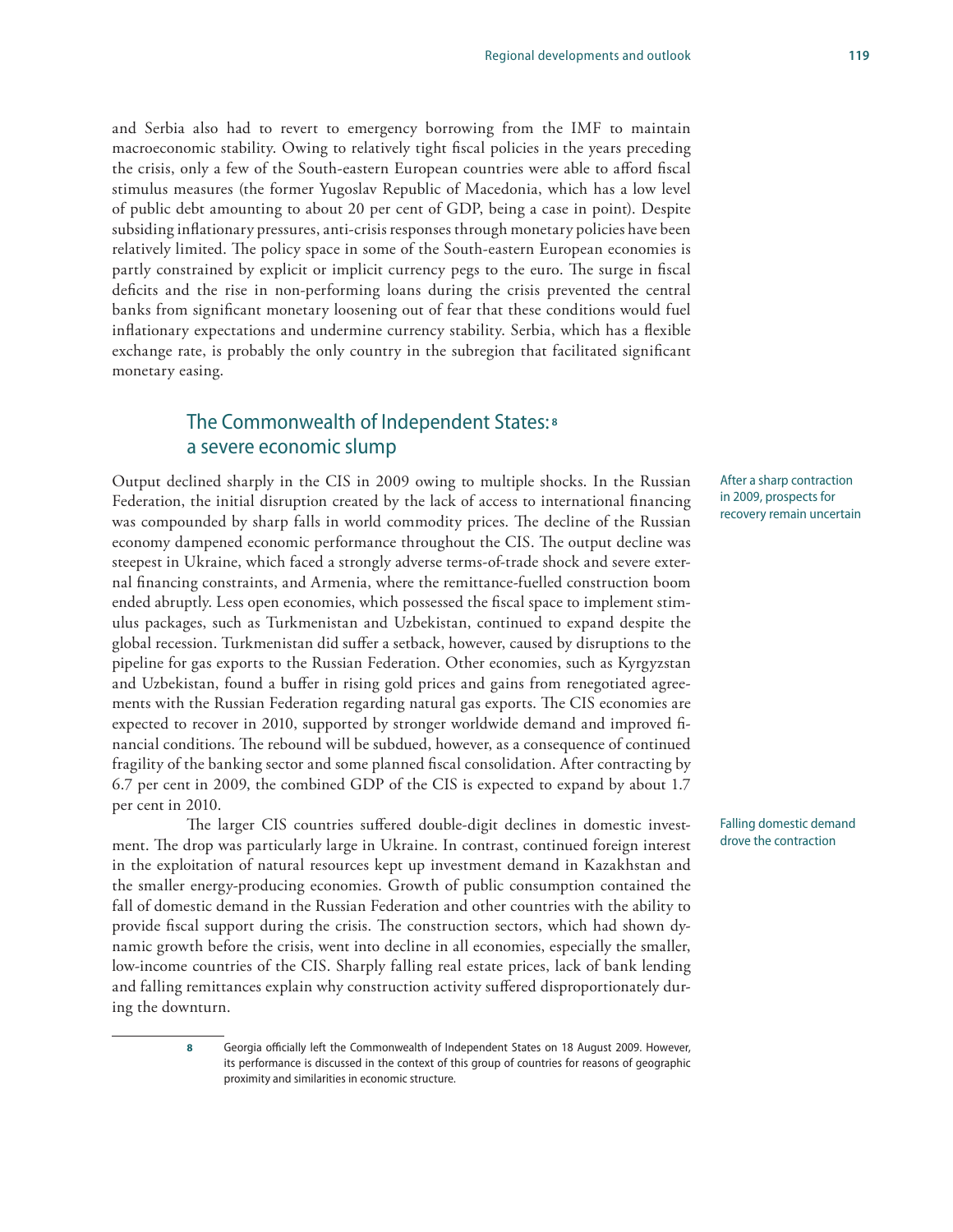and Serbia also had to revert to emergency borrowing from the IMF to maintain macroeconomic stability. Owing to relatively tight fiscal policies in the years preceding the crisis, only a few of the South-eastern European countries were able to afford fiscal stimulus measures (the former Yugoslav Republic of Macedonia, which has a low level of public debt amounting to about 20 per cent of GDP, being a case in point). Despite subsiding inflationary pressures, anti-crisis responses through monetary policies have been relatively limited. The policy space in some of the South-eastern European economies is partly constrained by explicit or implicit currency pegs to the euro. The surge in fiscal deficits and the rise in non-performing loans during the crisis prevented the central banks from significant monetary loosening out of fear that these conditions would fuel inflationary expectations and undermine currency stability. Serbia, which has a flexible exchange rate, is probably the only country in the subregion that facilitated significant monetary easing.

## The Commonwealth of Independent States:[8] a severe economic slump

After a sharp contraction in 2009, prospects for recovery remain uncertain

Output declined sharply in the CIS in 2009 owing to multiple shocks. In the Russian Federation, the initial disruption created by the lack of access to international financing was compounded by sharp falls in world commodity prices. The decline of the Russian economy dampened economic performance throughout the CIS. The output decline was steepest in Ukraine, which faced a strongly adverse terms-of-trade shock and severe external financing constraints, and Armenia, where the remittance-fuelled construction boom ended abruptly. Less open economies, which possessed the fiscal space to implement stimulus packages, such as Turkmenistan and Uzbekistan, continued to expand despite the global recession. Turkmenistan did suffer a setback, however, caused by disruptions to the pipeline for gas exports to the Russian Federation. Other economies, such as Kyrgyzstan and Uzbekistan, found a buffer in rising gold prices and gains from renegotiated agreements with the Russian Federation regarding natural gas exports. The CIS economies are expected to recover in 2010, supported by stronger worldwide demand and improved financial conditions. The rebound will be subdued, however, as a consequence of continued fragility of the banking sector and some planned fiscal consolidation. After contracting by 6.7 per cent in 2009, the combined GDP of the CIS is expected to expand by about 1.7 per cent in 2010.

Falling domestic demand drove the contraction

The larger CIS countries suffered double-digit declines in domestic investment. The drop was particularly large in Ukraine. In contrast, continued foreign interest in the exploitation of natural resources kept up investment demand in Kazakhstan and the smaller energy-producing economies. Growth of public consumption contained the fall of domestic demand in the Russian Federation and other countries with the ability to provide fiscal support during the crisis. The construction sectors, which had shown dynamic growth before the crisis, went into decline in all economies, especially the smaller, low-income countries of the CIS. Sharply falling real estate prices, lack of bank lending and falling remittances explain why construction activity suffered disproportionately during the downturn.

---

[8] Georgia officially left the Commonwealth of Independent States on 18 August 2009. However, its performance is discussed in the context of this group of countries for reasons of geographic proximity and similarities in economic structure.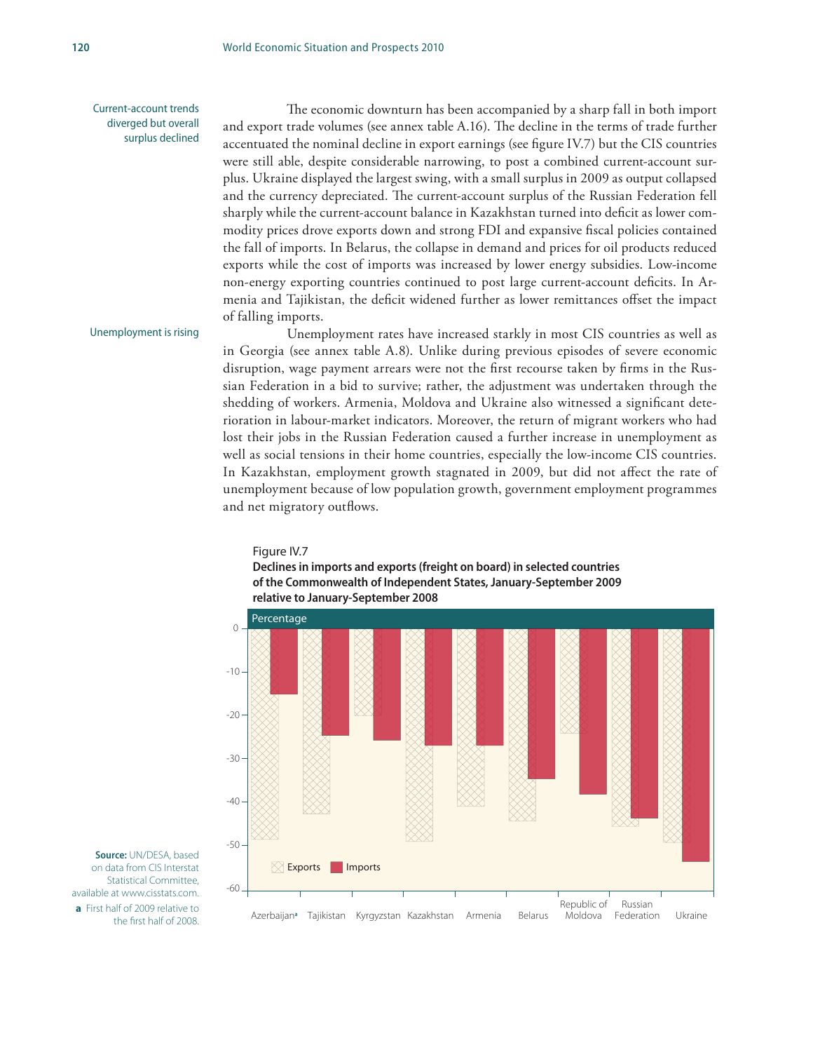Current-account trends diverged but overall surplus declined

The economic downturn has been accompanied by a sharp fall in both import and export trade volumes (see annex table A.16). The decline in the terms of trade further accentuated the nominal decline in export earnings (see figure IV.7) but the CIS countries were still able, despite considerable narrowing, to post a combined current-account surplus. Ukraine displayed the largest swing, with a small surplus in 2009 as output collapsed and the currency depreciated. The current-account surplus of the Russian Federation fell sharply while the current-account balance in Kazakhstan turned into deficit as lower commodity prices drove exports down and strong FDI and expansive fiscal policies contained the fall of imports. In Belarus, the collapse in demand and prices for oil products reduced exports while the cost of imports was increased by lower energy subsidies. Low-income non-energy exporting countries continued to post large current-account deficits. In Armenia and Tajikistan, the deficit widened further as lower remittances offset the impact of falling imports.

Unemployment is rising

Unemployment rates have increased starkly in most CIS countries as well as in Georgia (see annex table A.8). Unlike during previous episodes of severe economic disruption, wage payment arrears were not the first recourse taken by firms in the Russian Federation in a bid to survive; rather, the adjustment was undertaken through the shedding of workers. Armenia, Moldova and Ukraine also witnessed a significant deterioration in labour-market indicators. Moreover, the return of migrant workers who had lost their jobs in the Russian Federation caused a further increase in unemployment as well as social tensions in their home countries, especially the low-income CIS countries. In Kazakhstan, employment growth stagnated in 2009, but did not affect the rate of unemployment because of low population growth, government employment programmes and net migratory outflows.

Figure IV.7

**Declines in imports and exports (freight on board) in selected countries of the Commonwealth of Independent States, January-September 2009 relative to January-September 2008**

Percentage

| Country | Exports | Imports |
|---|---|---|
| Azerbaijan[a] | -48.5 | -15 |
| Tajikistan | -43 | -24.5 |
| Kyrgyzstan | -20 | -25.5 |
| Kazakhstan | -49 | -27 |
| Armenia | -41 | -27 |
| Belarus | -44.5 | -34.5 |
| Republic of Moldova | -24 | -38 |
| Russian Federation | -45.5 | -43.5 |
| Ukraine | -49 | -53.5 |

**Source:** UN/DESA, based on data from CIS Interstat Statistical Committee, available at www.cisstats.com.

**a** First half of 2009 relative to the first half of 2008.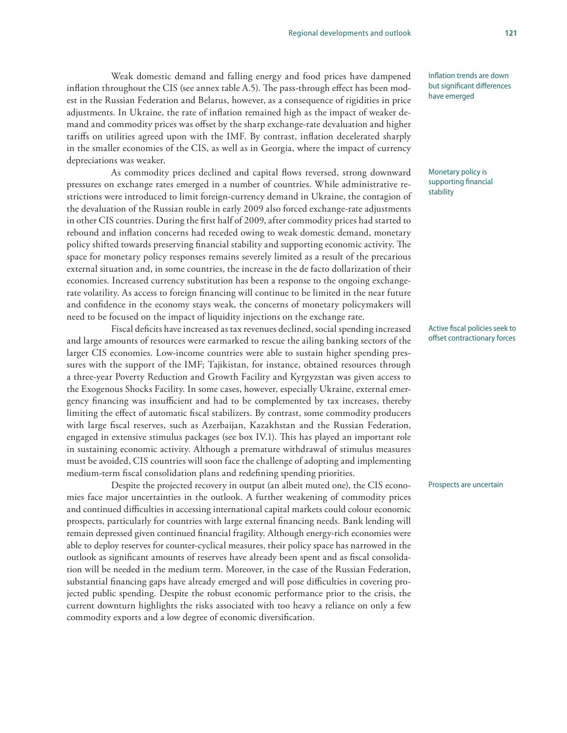Inflation trends are down but significant differences have emerged

Weak domestic demand and falling energy and food prices have dampened inflation throughout the CIS (see annex table A.5). The pass-through effect has been modest in the Russian Federation and Belarus, however, as a consequence of rigidities in price adjustments. In Ukraine, the rate of inflation remained high as the impact of weaker demand and commodity prices was offset by the sharp exchange-rate devaluation and higher tariffs on utilities agreed upon with the IMF. By contrast, inflation decelerated sharply in the smaller economies of the CIS, as well as in Georgia, where the impact of currency depreciations was weaker.

Monetary policy is supporting financial stability

As commodity prices declined and capital flows reversed, strong downward pressures on exchange rates emerged in a number of countries. While administrative restrictions were introduced to limit foreign-currency demand in Ukraine, the contagion of the devaluation of the Russian rouble in early 2009 also forced exchange-rate adjustments in other CIS countries. During the first half of 2009, after commodity prices had started to rebound and inflation concerns had receded owing to weak domestic demand, monetary policy shifted towards preserving financial stability and supporting economic activity. The space for monetary policy responses remains severely limited as a result of the precarious external situation and, in some countries, the increase in the de facto dollarization of their economies. Increased currency substitution has been a response to the ongoing exchange-rate volatility. As access to foreign financing will continue to be limited in the near future and confidence in the economy stays weak, the concerns of monetary policymakers will need to be focused on the impact of liquidity injections on the exchange rate.

Active fiscal policies seek to offset contractionary forces

Fiscal deficits have increased as tax revenues declined, social spending increased and large amounts of resources were earmarked to rescue the ailing banking sectors of the larger CIS economies. Low-income countries were able to sustain higher spending pressures with the support of the IMF; Tajikistan, for instance, obtained resources through a three-year Poverty Reduction and Growth Facility and Kyrgyzstan was given access to the Exogenous Shocks Facility. In some cases, however, especially Ukraine, external emergency financing was insufficient and had to be complemented by tax increases, thereby limiting the effect of automatic fiscal stabilizers. By contrast, some commodity producers with large fiscal reserves, such as Azerbaijan, Kazakhstan and the Russian Federation, engaged in extensive stimulus packages (see box IV.1). This has played an important role in sustaining economic activity. Although a premature withdrawal of stimulus measures must be avoided, CIS countries will soon face the challenge of adopting and implementing medium-term fiscal consolidation plans and redefining spending priorities.

Prospects are uncertain

Despite the projected recovery in output (an albeit muted one), the CIS economies face major uncertainties in the outlook. A further weakening of commodity prices and continued difficulties in accessing international capital markets could colour economic prospects, particularly for countries with large external financing needs. Bank lending will remain depressed given continued financial fragility. Although energy-rich economies were able to deploy reserves for counter-cyclical measures, their policy space has narrowed in the outlook as significant amounts of reserves have already been spent and as fiscal consolidation will be needed in the medium term. Moreover, in the case of the Russian Federation, substantial financing gaps have already emerged and will pose difficulties in covering projected public spending. Despite the robust economic performance prior to the crisis, the current downturn highlights the risks associated with too heavy a reliance on only a few commodity exports and a low degree of economic diversification.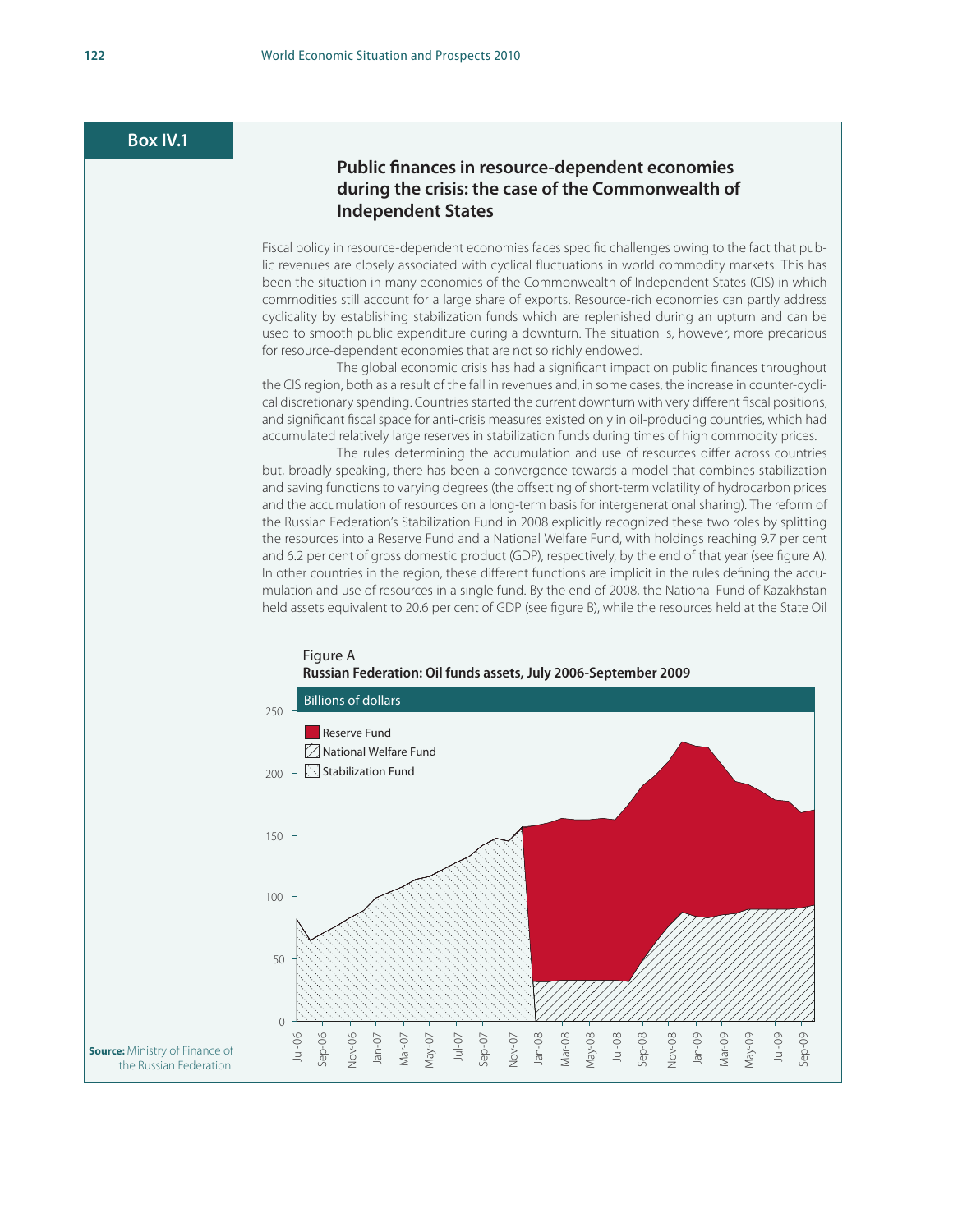## Box IV.1

### Public finances in resource-dependent economies during the crisis: the case of the Commonwealth of Independent States

Fiscal policy in resource-dependent economies faces specific challenges owing to the fact that public revenues are closely associated with cyclical fluctuations in world commodity markets. This has been the situation in many economies of the Commonwealth of Independent States (CIS) in which commodities still account for a large share of exports. Resource-rich economies can partly address cyclicality by establishing stabilization funds which are replenished during an upturn and can be used to smooth public expenditure during a downturn. The situation is, however, more precarious for resource-dependent economies that are not so richly endowed.

The global economic crisis has had a significant impact on public finances throughout the CIS region, both as a result of the fall in revenues and, in some cases, the increase in counter-cyclical discretionary spending. Countries started the current downturn with very different fiscal positions, and significant fiscal space for anti-crisis measures existed only in oil-producing countries, which had accumulated relatively large reserves in stabilization funds during times of high commodity prices.

The rules determining the accumulation and use of resources differ across countries but, broadly speaking, there has been a convergence towards a model that combines stabilization and saving functions to varying degrees (the offsetting of short-term volatility of hydrocarbon prices and the accumulation of resources on a long-term basis for intergenerational sharing). The reform of the Russian Federation's Stabilization Fund in 2008 explicitly recognized these two roles by splitting the resources into a Reserve Fund and a National Welfare Fund, with holdings reaching 9.7 per cent and 6.2 per cent of gross domestic product (GDP), respectively, by the end of that year (see figure A). In other countries in the region, these different functions are implicit in the rules defining the accumulation and use of resources in a single fund. By the end of 2008, the National Fund of Kazakhstan held assets equivalent to 20.6 per cent of GDP (see figure B), while the resources held at the State Oil

Figure A
**Russian Federation: Oil funds assets, July 2006-September 2009**

Billions of dollars

**Source:** Ministry of Finance of the Russian Federation.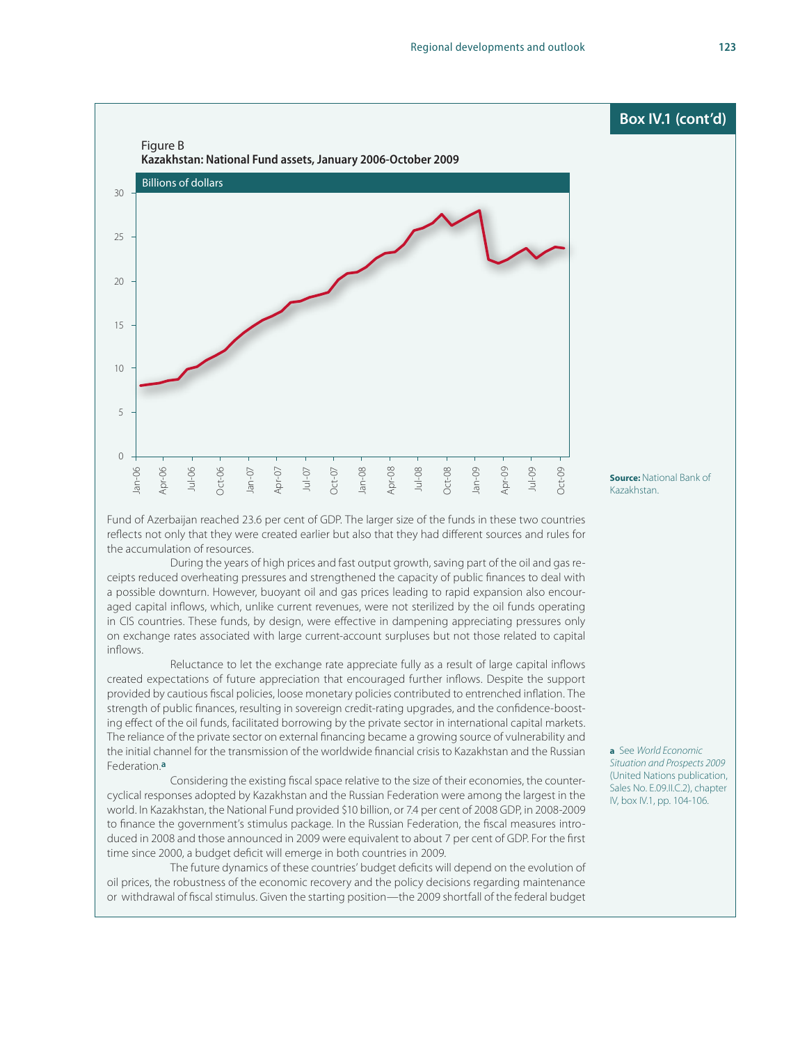## Box IV.1 (cont'd)

Figure B
**Kazakhstan: National Fund assets, January 2006-October 2009**

Billions of dollars

**Source:** National Bank of Kazakhstan.

Fund of Azerbaijan reached 23.6 per cent of GDP. The larger size of the funds in these two countries reflects not only that they were created earlier but also that they had different sources and rules for the accumulation of resources.

During the years of high prices and fast output growth, saving part of the oil and gas receipts reduced overheating pressures and strengthened the capacity of public finances to deal with a possible downturn. However, buoyant oil and gas prices leading to rapid expansion also encouraged capital inflows, which, unlike current revenues, were not sterilized by the oil funds operating in CIS countries. These funds, by design, were effective in dampening appreciating pressures only on exchange rates associated with large current-account surpluses but not those related to capital inflows.

Reluctance to let the exchange rate appreciate fully as a result of large capital inflows created expectations of future appreciation that encouraged further inflows. Despite the support provided by cautious fiscal policies, loose monetary policies contributed to entrenched inflation. The strength of public finances, resulting in sovereign credit-rating upgrades, and the confidence-boosting effect of the oil funds, facilitated borrowing by the private sector in international capital markets. The reliance of the private sector on external financing became a growing source of vulnerability and the initial channel for the transmission of the worldwide financial crisis to Kazakhstan and the Russian Federation.[a]

Considering the existing fiscal space relative to the size of their economies, the countercyclical responses adopted by Kazakhstan and the Russian Federation were among the largest in the world. In Kazakhstan, the National Fund provided $10 billion, or 7.4 per cent of 2008 GDP, in 2008-2009 to finance the government's stimulus package. In the Russian Federation, the fiscal measures introduced in 2008 and those announced in 2009 were equivalent to about 7 per cent of GDP. For the first time since 2000, a budget deficit will emerge in both countries in 2009.

The future dynamics of these countries' budget deficits will depend on the evolution of oil prices, the robustness of the economic recovery and the policy decisions regarding maintenance or withdrawal of fiscal stimulus. Given the starting position—the 2009 shortfall of the federal budget

**a** See *World Economic Situation and Prospects 2009* (United Nations publication, Sales No. E.09.II.C.2), chapter IV, box IV.1, pp. 104-106.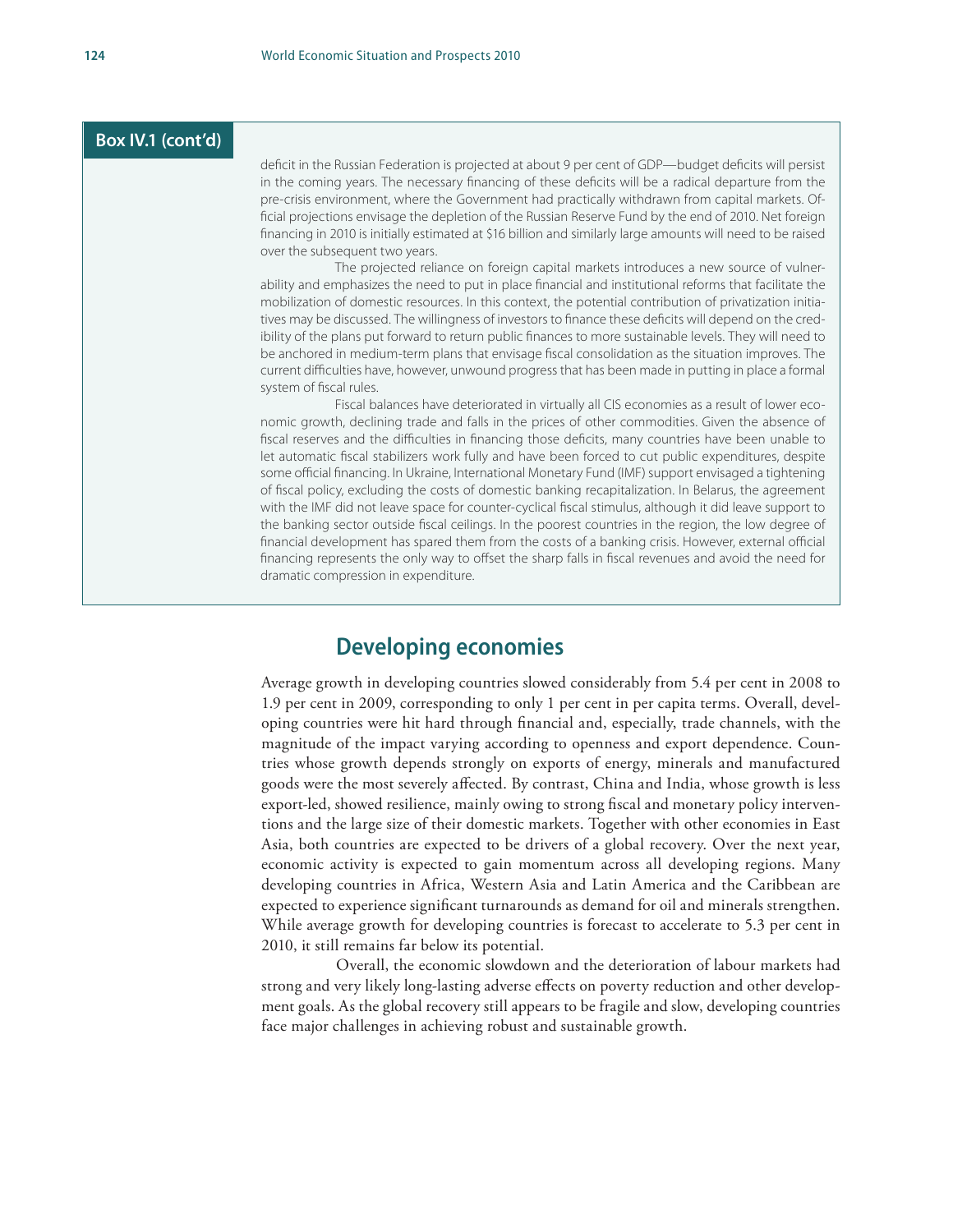**Box IV.1 (cont'd)**

deficit in the Russian Federation is projected at about 9 per cent of GDP—budget deficits will persist in the coming years. The necessary financing of these deficits will be a radical departure from the pre-crisis environment, where the Government had practically withdrawn from capital markets. Official projections envisage the depletion of the Russian Reserve Fund by the end of 2010. Net foreign financing in 2010 is initially estimated at $16 billion and similarly large amounts will need to be raised over the subsequent two years.

The projected reliance on foreign capital markets introduces a new source of vulnerability and emphasizes the need to put in place financial and institutional reforms that facilitate the mobilization of domestic resources. In this context, the potential contribution of privatization initiatives may be discussed. The willingness of investors to finance these deficits will depend on the credibility of the plans put forward to return public finances to more sustainable levels. They will need to be anchored in medium-term plans that envisage fiscal consolidation as the situation improves. The current difficulties have, however, unwound progress that has been made in putting in place a formal system of fiscal rules.

Fiscal balances have deteriorated in virtually all CIS economies as a result of lower economic growth, declining trade and falls in the prices of other commodities. Given the absence of fiscal reserves and the difficulties in financing those deficits, many countries have been unable to let automatic fiscal stabilizers work fully and have been forced to cut public expenditures, despite some official financing. In Ukraine, International Monetary Fund (IMF) support envisaged a tightening of fiscal policy, excluding the costs of domestic banking recapitalization. In Belarus, the agreement with the IMF did not leave space for counter-cyclical fiscal stimulus, although it did leave support to the banking sector outside fiscal ceilings. In the poorest countries in the region, the low degree of financial development has spared them from the costs of a banking crisis. However, external official financing represents the only way to offset the sharp falls in fiscal revenues and avoid the need for dramatic compression in expenditure.

## Developing economies

Average growth in developing countries slowed considerably from 5.4 per cent in 2008 to 1.9 per cent in 2009, corresponding to only 1 per cent in per capita terms. Overall, developing countries were hit hard through financial and, especially, trade channels, with the magnitude of the impact varying according to openness and export dependence. Countries whose growth depends strongly on exports of energy, minerals and manufactured goods were the most severely affected. By contrast, China and India, whose growth is less export-led, showed resilience, mainly owing to strong fiscal and monetary policy interventions and the large size of their domestic markets. Together with other economies in East Asia, both countries are expected to be drivers of a global recovery. Over the next year, economic activity is expected to gain momentum across all developing regions. Many developing countries in Africa, Western Asia and Latin America and the Caribbean are expected to experience significant turnarounds as demand for oil and minerals strengthen. While average growth for developing countries is forecast to accelerate to 5.3 per cent in 2010, it still remains far below its potential.

Overall, the economic slowdown and the deterioration of labour markets had strong and very likely long-lasting adverse effects on poverty reduction and other development goals. As the global recovery still appears to be fragile and slow, developing countries face major challenges in achieving robust and sustainable growth.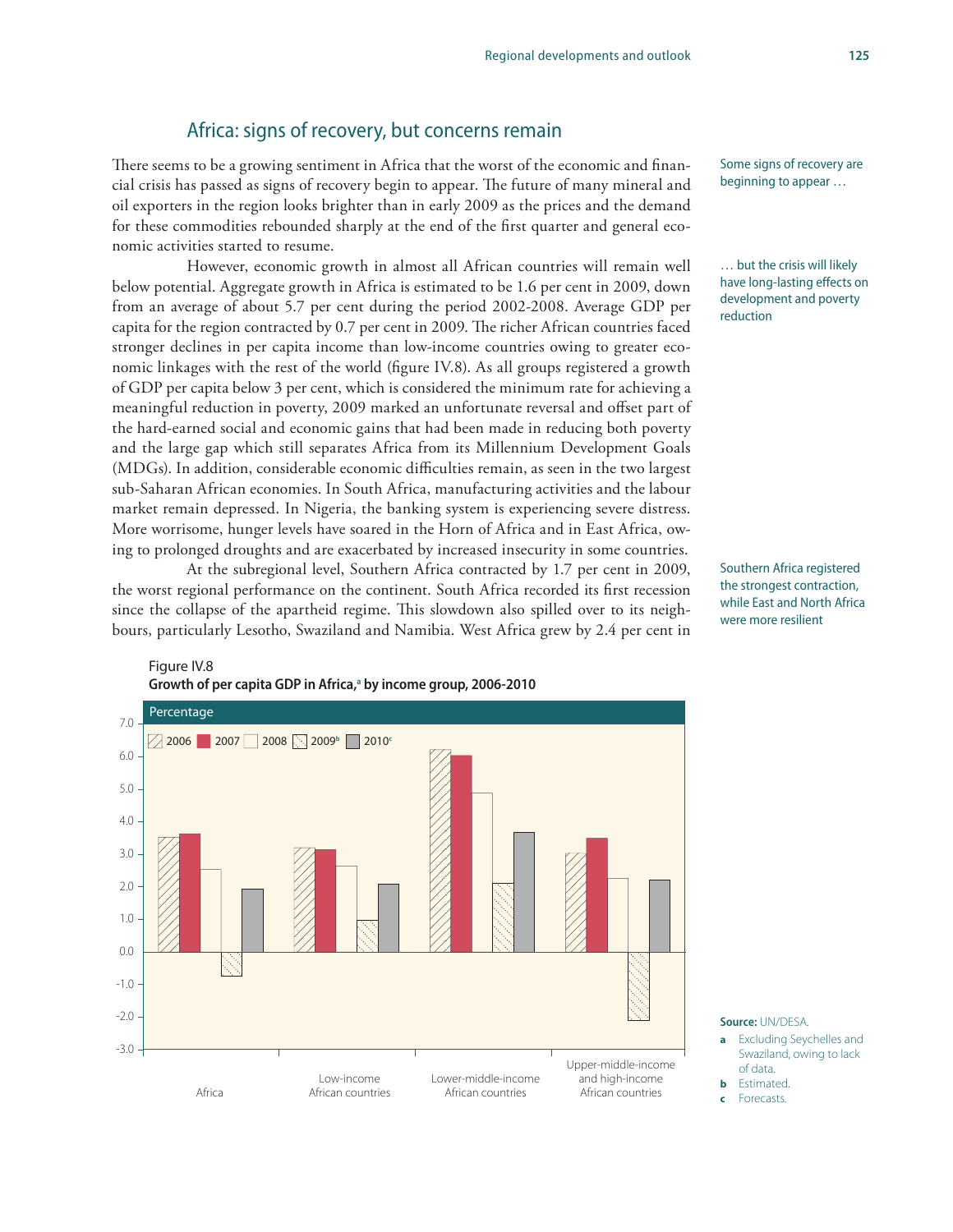## Africa: signs of recovery, but concerns remain

Some signs of recovery are beginning to appear …

There seems to be a growing sentiment in Africa that the worst of the economic and financial crisis has passed as signs of recovery begin to appear. The future of many mineral and oil exporters in the region looks brighter than in early 2009 as the prices and the demand for these commodities rebounded sharply at the end of the first quarter and general economic activities started to resume.

… but the crisis will likely have long-lasting effects on development and poverty reduction

However, economic growth in almost all African countries will remain well below potential. Aggregate growth in Africa is estimated to be 1.6 per cent in 2009, down from an average of about 5.7 per cent during the period 2002-2008. Average GDP per capita for the region contracted by 0.7 per cent in 2009. The richer African countries faced stronger declines in per capita income than low-income countries owing to greater economic linkages with the rest of the world (figure IV.8). As all groups registered a growth of GDP per capita below 3 per cent, which is considered the minimum rate for achieving a meaningful reduction in poverty, 2009 marked an unfortunate reversal and offset part of the hard-earned social and economic gains that had been made in reducing both poverty and the large gap which still separates Africa from its Millennium Development Goals (MDGs). In addition, considerable economic difficulties remain, as seen in the two largest sub-Saharan African economies. In South Africa, manufacturing activities and the labour market remain depressed. In Nigeria, the banking system is experiencing severe distress. More worrisome, hunger levels have soared in the Horn of Africa and in East Africa, owing to prolonged droughts and are exacerbated by increased insecurity in some countries.

Southern Africa registered the strongest contraction, while East and North Africa were more resilient

At the subregional level, Southern Africa contracted by 1.7 per cent in 2009, the worst regional performance on the continent. South Africa recorded its first recession since the collapse of the apartheid regime. This slowdown also spilled over to its neighbours, particularly Lesotho, Swaziland and Namibia. West Africa grew by 2.4 per cent in

Figure IV.8
**Growth of per capita GDP in Africa,[a] by income group, 2006-2010**

Percentage

| | 2006 | 2007 | 2008 | 2009[b] | 2010[c] |
|---|---|---|---|---|---|
| Africa | 3.5 | 3.6 | 2.5 | -0.7 | 1.9 |
| Low-income African countries | 3.2 | 3.1 | 2.6 | 1.0 | 2.1 |
| Lower-middle-income African countries | 6.2 | 6.0 | 4.9 | 2.1 | 3.7 |
| Upper-middle-income and high-income African countries | 3.0 | 3.5 | 2.3 | -2.1 | 2.2 |

**Source:** UN/DESA.

a Excluding Seychelles and Swaziland, owing to lack of data.
b Estimated.
c Forecasts.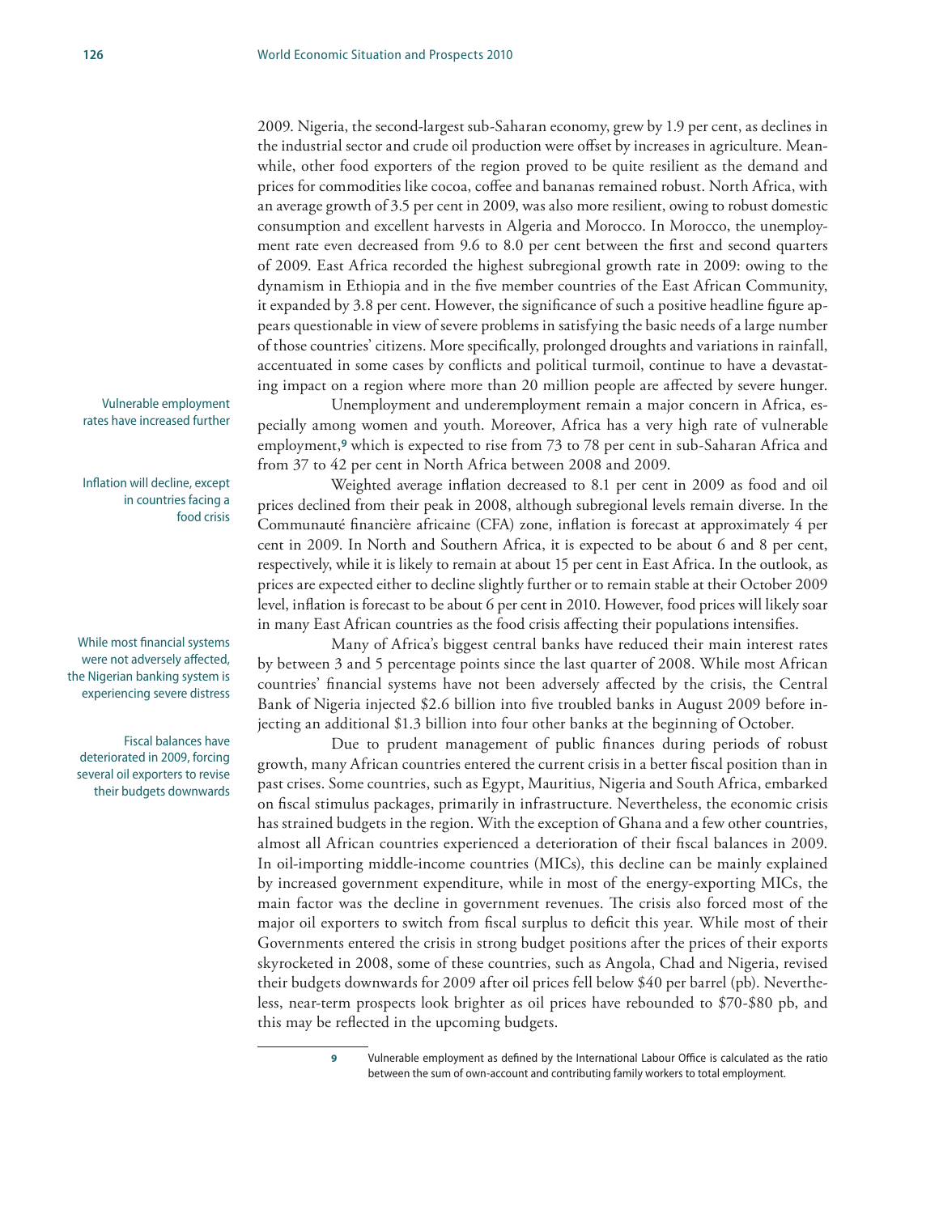2009. Nigeria, the second-largest sub-Saharan economy, grew by 1.9 per cent, as declines in the industrial sector and crude oil production were offset by increases in agriculture. Meanwhile, other food exporters of the region proved to be quite resilient as the demand and prices for commodities like cocoa, coffee and bananas remained robust. North Africa, with an average growth of 3.5 per cent in 2009, was also more resilient, owing to robust domestic consumption and excellent harvests in Algeria and Morocco. In Morocco, the unemployment rate even decreased from 9.6 to 8.0 per cent between the first and second quarters of 2009. East Africa recorded the highest subregional growth rate in 2009: owing to the dynamism in Ethiopia and in the five member countries of the East African Community, it expanded by 3.8 per cent. However, the significance of such a positive headline figure appears questionable in view of severe problems in satisfying the basic needs of a large number of those countries' citizens. More specifically, prolonged droughts and variations in rainfall, accentuated in some cases by conflicts and political turmoil, continue to have a devastating impact on a region where more than 20 million people are affected by severe hunger.

*Vulnerable employment rates have increased further*

Unemployment and underemployment remain a major concern in Africa, especially among women and youth. Moreover, Africa has a very high rate of vulnerable employment,[9] which is expected to rise from 73 to 78 per cent in sub-Saharan Africa and from 37 to 42 per cent in North Africa between 2008 and 2009.

*Inflation will decline, except in countries facing a food crisis*

Weighted average inflation decreased to 8.1 per cent in 2009 as food and oil prices declined from their peak in 2008, although subregional levels remain diverse. In the Communauté financière africaine (CFA) zone, inflation is forecast at approximately 4 per cent in 2009. In North and Southern Africa, it is expected to be about 6 and 8 per cent, respectively, while it is likely to remain at about 15 per cent in East Africa. In the outlook, as prices are expected either to decline slightly further or to remain stable at their October 2009 level, inflation is forecast to be about 6 per cent in 2010. However, food prices will likely soar in many East African countries as the food crisis affecting their populations intensifies.

*While most financial systems were not adversely affected, the Nigerian banking system is experiencing severe distress*

Many of Africa's biggest central banks have reduced their main interest rates by between 3 and 5 percentage points since the last quarter of 2008. While most African countries' financial systems have not been adversely affected by the crisis, the Central Bank of Nigeria injected $2.6 billion into five troubled banks in August 2009 before injecting an additional $1.3 billion into four other banks at the beginning of October.

*Fiscal balances have deteriorated in 2009, forcing several oil exporters to revise their budgets downwards*

Due to prudent management of public finances during periods of robust growth, many African countries entered the current crisis in a better fiscal position than in past crises. Some countries, such as Egypt, Mauritius, Nigeria and South Africa, embarked on fiscal stimulus packages, primarily in infrastructure. Nevertheless, the economic crisis has strained budgets in the region. With the exception of Ghana and a few other countries, almost all African countries experienced a deterioration of their fiscal balances in 2009. In oil-importing middle-income countries (MICs), this decline can be mainly explained by increased government expenditure, while in most of the energy-exporting MICs, the main factor was the decline in government revenues. The crisis also forced most of the major oil exporters to switch from fiscal surplus to deficit this year. While most of their Governments entered the crisis in strong budget positions after the prices of their exports skyrocketed in 2008, some of these countries, such as Angola, Chad and Nigeria, revised their budgets downwards for 2009 after oil prices fell below $40 per barrel (pb). Nevertheless, near-term prospects look brighter as oil prices have rebounded to $70-$80 pb, and this may be reflected in the upcoming budgets.

---

[9] Vulnerable employment as defined by the International Labour Office is calculated as the ratio between the sum of own-account and contributing family workers to total employment.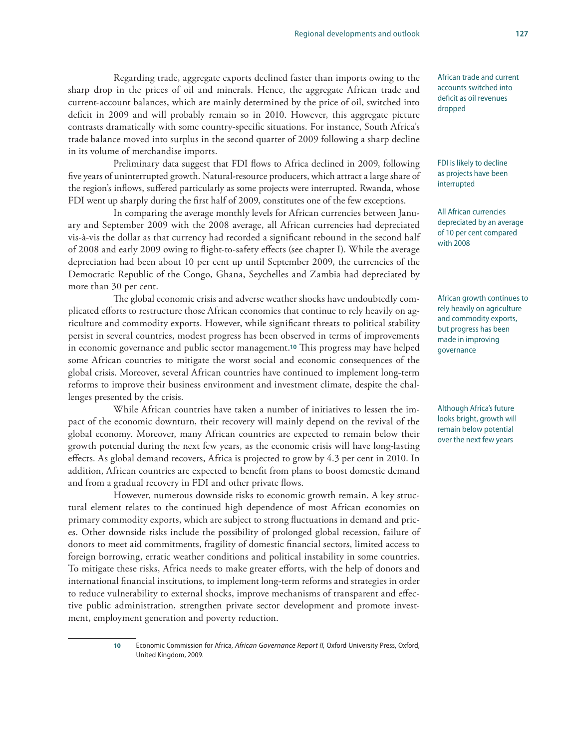Regarding trade, aggregate exports declined faster than imports owing to the sharp drop in the prices of oil and minerals. Hence, the aggregate African trade and current-account balances, which are mainly determined by the price of oil, switched into deficit in 2009 and will probably remain so in 2010. However, this aggregate picture contrasts dramatically with some country-specific situations. For instance, South Africa's trade balance moved into surplus in the second quarter of 2009 following a sharp decline in its volume of merchandise imports.

*African trade and current accounts switched into deficit as oil revenues dropped*

Preliminary data suggest that FDI flows to Africa declined in 2009, following five years of uninterrupted growth. Natural-resource producers, which attract a large share of the region's inflows, suffered particularly as some projects were interrupted. Rwanda, whose FDI went up sharply during the first half of 2009, constitutes one of the few exceptions.

*FDI is likely to decline as projects have been interrupted*

In comparing the average monthly levels for African currencies between January and September 2009 with the 2008 average, all African currencies had depreciated vis-à-vis the dollar as that currency had recorded a significant rebound in the second half of 2008 and early 2009 owing to flight-to-safety effects (see chapter I). While the average depreciation had been about 10 per cent up until September 2009, the currencies of the Democratic Republic of the Congo, Ghana, Seychelles and Zambia had depreciated by more than 30 per cent.

*All African currencies depreciated by an average of 10 per cent compared with 2008*

The global economic crisis and adverse weather shocks have undoubtedly complicated efforts to restructure those African economies that continue to rely heavily on agriculture and commodity exports. However, while significant threats to political stability persist in several countries, modest progress has been observed in terms of improvements in economic governance and public sector management.[10] This progress may have helped some African countries to mitigate the worst social and economic consequences of the global crisis. Moreover, several African countries have continued to implement long-term reforms to improve their business environment and investment climate, despite the challenges presented by the crisis.

*African growth continues to rely heavily on agriculture and commodity exports, but progress has been made in improving governance*

While African countries have taken a number of initiatives to lessen the impact of the economic downturn, their recovery will mainly depend on the revival of the global economy. Moreover, many African countries are expected to remain below their growth potential during the next few years, as the economic crisis will have long-lasting effects. As global demand recovers, Africa is projected to grow by 4.3 per cent in 2010. In addition, African countries are expected to benefit from plans to boost domestic demand and from a gradual recovery in FDI and other private flows.

*Although Africa's future looks bright, growth will remain below potential over the next few years*

However, numerous downside risks to economic growth remain. A key structural element relates to the continued high dependence of most African economies on primary commodity exports, which are subject to strong fluctuations in demand and prices. Other downside risks include the possibility of prolonged global recession, failure of donors to meet aid commitments, fragility of domestic financial sectors, limited access to foreign borrowing, erratic weather conditions and political instability in some countries. To mitigate these risks, Africa needs to make greater efforts, with the help of donors and international financial institutions, to implement long-term reforms and strategies in order to reduce vulnerability to external shocks, improve mechanisms of transparent and effective public administration, strengthen private sector development and promote investment, employment generation and poverty reduction.

---

[10] Economic Commission for Africa, *African Governance Report II,* Oxford University Press, Oxford, United Kingdom, 2009.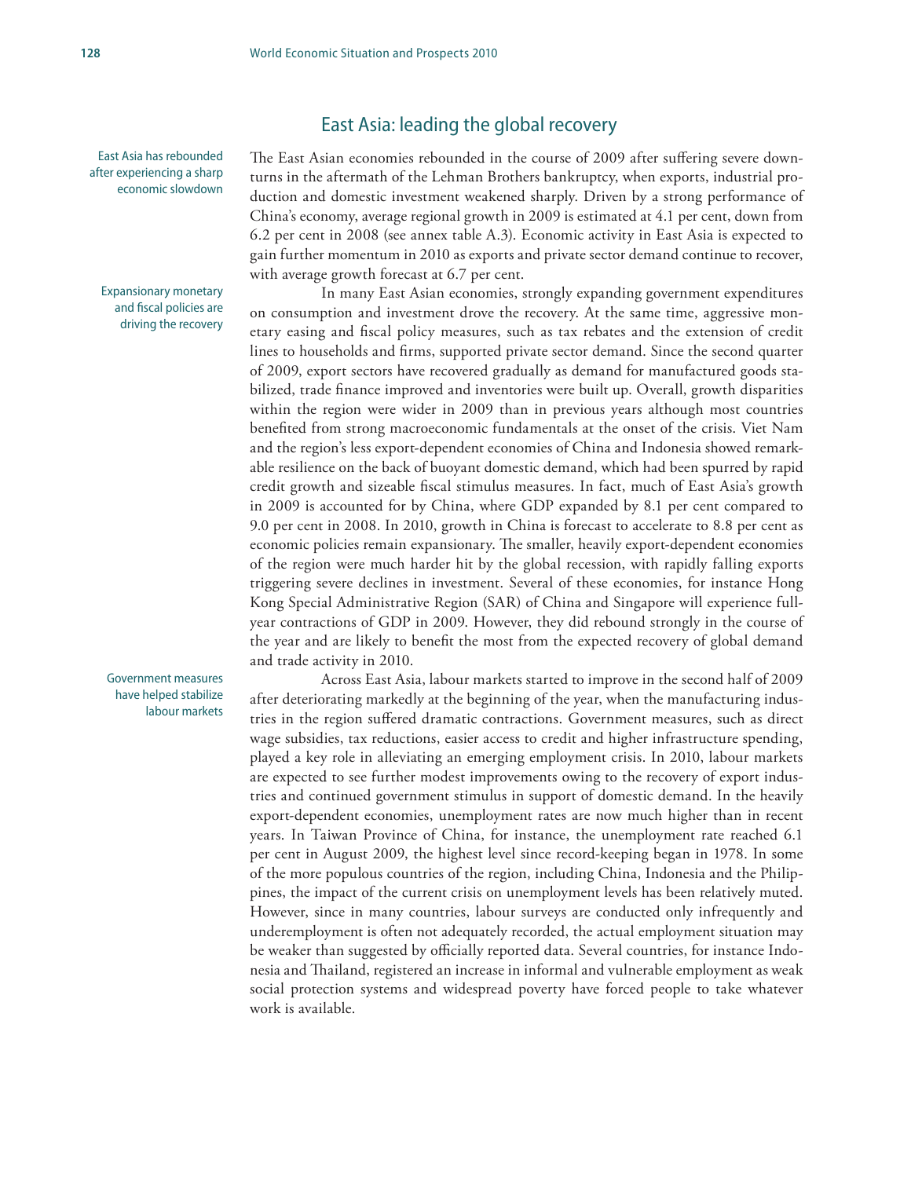## East Asia: leading the global recovery

East Asia has rebounded after experiencing a sharp economic slowdown

The East Asian economies rebounded in the course of 2009 after suffering severe downturns in the aftermath of the Lehman Brothers bankruptcy, when exports, industrial production and domestic investment weakened sharply. Driven by a strong performance of China's economy, average regional growth in 2009 is estimated at 4.1 per cent, down from 6.2 per cent in 2008 (see annex table A.3). Economic activity in East Asia is expected to gain further momentum in 2010 as exports and private sector demand continue to recover, with average growth forecast at 6.7 per cent.

Expansionary monetary and fiscal policies are driving the recovery

In many East Asian economies, strongly expanding government expenditures on consumption and investment drove the recovery. At the same time, aggressive monetary easing and fiscal policy measures, such as tax rebates and the extension of credit lines to households and firms, supported private sector demand. Since the second quarter of 2009, export sectors have recovered gradually as demand for manufactured goods stabilized, trade finance improved and inventories were built up. Overall, growth disparities within the region were wider in 2009 than in previous years although most countries benefited from strong macroeconomic fundamentals at the onset of the crisis. Viet Nam and the region's less export-dependent economies of China and Indonesia showed remarkable resilience on the back of buoyant domestic demand, which had been spurred by rapid credit growth and sizeable fiscal stimulus measures. In fact, much of East Asia's growth in 2009 is accounted for by China, where GDP expanded by 8.1 per cent compared to 9.0 per cent in 2008. In 2010, growth in China is forecast to accelerate to 8.8 per cent as economic policies remain expansionary. The smaller, heavily export-dependent economies of the region were much harder hit by the global recession, with rapidly falling exports triggering severe declines in investment. Several of these economies, for instance Hong Kong Special Administrative Region (SAR) of China and Singapore will experience full-year contractions of GDP in 2009. However, they did rebound strongly in the course of the year and are likely to benefit the most from the expected recovery of global demand and trade activity in 2010.

Government measures have helped stabilize labour markets

Across East Asia, labour markets started to improve in the second half of 2009 after deteriorating markedly at the beginning of the year, when the manufacturing industries in the region suffered dramatic contractions. Government measures, such as direct wage subsidies, tax reductions, easier access to credit and higher infrastructure spending, played a key role in alleviating an emerging employment crisis. In 2010, labour markets are expected to see further modest improvements owing to the recovery of export industries and continued government stimulus in support of domestic demand. In the heavily export-dependent economies, unemployment rates are now much higher than in recent years. In Taiwan Province of China, for instance, the unemployment rate reached 6.1 per cent in August 2009, the highest level since record-keeping began in 1978. In some of the more populous countries of the region, including China, Indonesia and the Philippines, the impact of the current crisis on unemployment levels has been relatively muted. However, since in many countries, labour surveys are conducted only infrequently and underemployment is often not adequately recorded, the actual employment situation may be weaker than suggested by officially reported data. Several countries, for instance Indonesia and Thailand, registered an increase in informal and vulnerable employment as weak social protection systems and widespread poverty have forced people to take whatever work is available.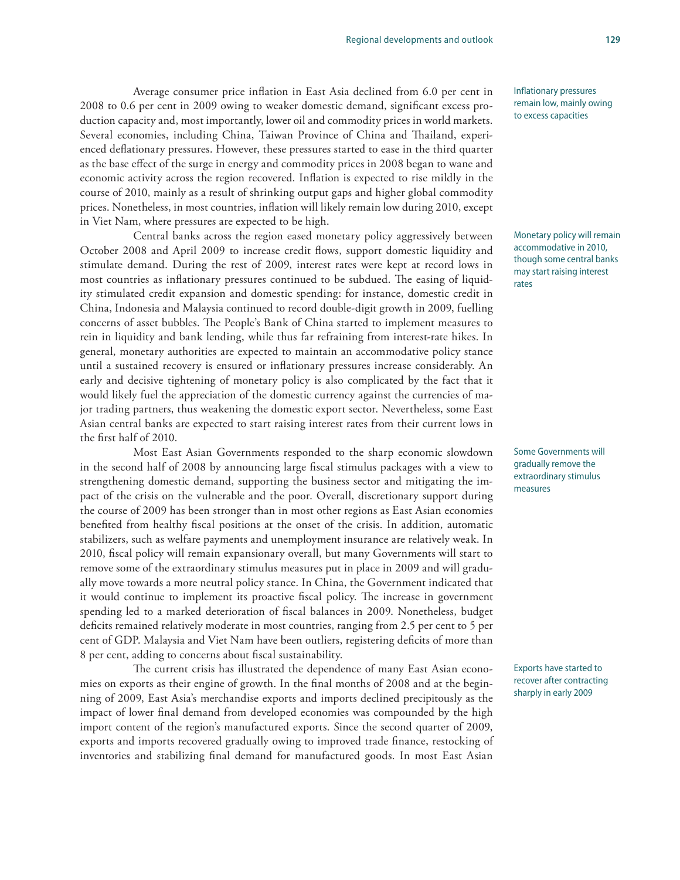Average consumer price inflation in East Asia declined from 6.0 per cent in 2008 to 0.6 per cent in 2009 owing to weaker domestic demand, significant excess production capacity and, most importantly, lower oil and commodity prices in world markets. Several economies, including China, Taiwan Province of China and Thailand, experienced deflationary pressures. However, these pressures started to ease in the third quarter as the base effect of the surge in energy and commodity prices in 2008 began to wane and economic activity across the region recovered. Inflation is expected to rise mildly in the course of 2010, mainly as a result of shrinking output gaps and higher global commodity prices. Nonetheless, in most countries, inflation will likely remain low during 2010, except in Viet Nam, where pressures are expected to be high.

Inflationary pressures remain low, mainly owing to excess capacities

Central banks across the region eased monetary policy aggressively between October 2008 and April 2009 to increase credit flows, support domestic liquidity and stimulate demand. During the rest of 2009, interest rates were kept at record lows in most countries as inflationary pressures continued to be subdued. The easing of liquidity stimulated credit expansion and domestic spending: for instance, domestic credit in China, Indonesia and Malaysia continued to record double-digit growth in 2009, fuelling concerns of asset bubbles. The People's Bank of China started to implement measures to rein in liquidity and bank lending, while thus far refraining from interest-rate hikes. In general, monetary authorities are expected to maintain an accommodative policy stance until a sustained recovery is ensured or inflationary pressures increase considerably. An early and decisive tightening of monetary policy is also complicated by the fact that it would likely fuel the appreciation of the domestic currency against the currencies of major trading partners, thus weakening the domestic export sector. Nevertheless, some East Asian central banks are expected to start raising interest rates from their current lows in the first half of 2010.

Monetary policy will remain accommodative in 2010, though some central banks may start raising interest rates

Most East Asian Governments responded to the sharp economic slowdown in the second half of 2008 by announcing large fiscal stimulus packages with a view to strengthening domestic demand, supporting the business sector and mitigating the impact of the crisis on the vulnerable and the poor. Overall, discretionary support during the course of 2009 has been stronger than in most other regions as East Asian economies benefited from healthy fiscal positions at the onset of the crisis. In addition, automatic stabilizers, such as welfare payments and unemployment insurance are relatively weak. In 2010, fiscal policy will remain expansionary overall, but many Governments will start to remove some of the extraordinary stimulus measures put in place in 2009 and will gradually move towards a more neutral policy stance. In China, the Government indicated that it would continue to implement its proactive fiscal policy. The increase in government spending led to a marked deterioration of fiscal balances in 2009. Nonetheless, budget deficits remained relatively moderate in most countries, ranging from 2.5 per cent to 5 per cent of GDP. Malaysia and Viet Nam have been outliers, registering deficits of more than 8 per cent, adding to concerns about fiscal sustainability.

Some Governments will gradually remove the extraordinary stimulus measures

The current crisis has illustrated the dependence of many East Asian economies on exports as their engine of growth. In the final months of 2008 and at the beginning of 2009, East Asia's merchandise exports and imports declined precipitously as the impact of lower final demand from developed economies was compounded by the high import content of the region's manufactured exports. Since the second quarter of 2009, exports and imports recovered gradually owing to improved trade finance, restocking of inventories and stabilizing final demand for manufactured goods. In most East Asian

Exports have started to recover after contracting sharply in early 2009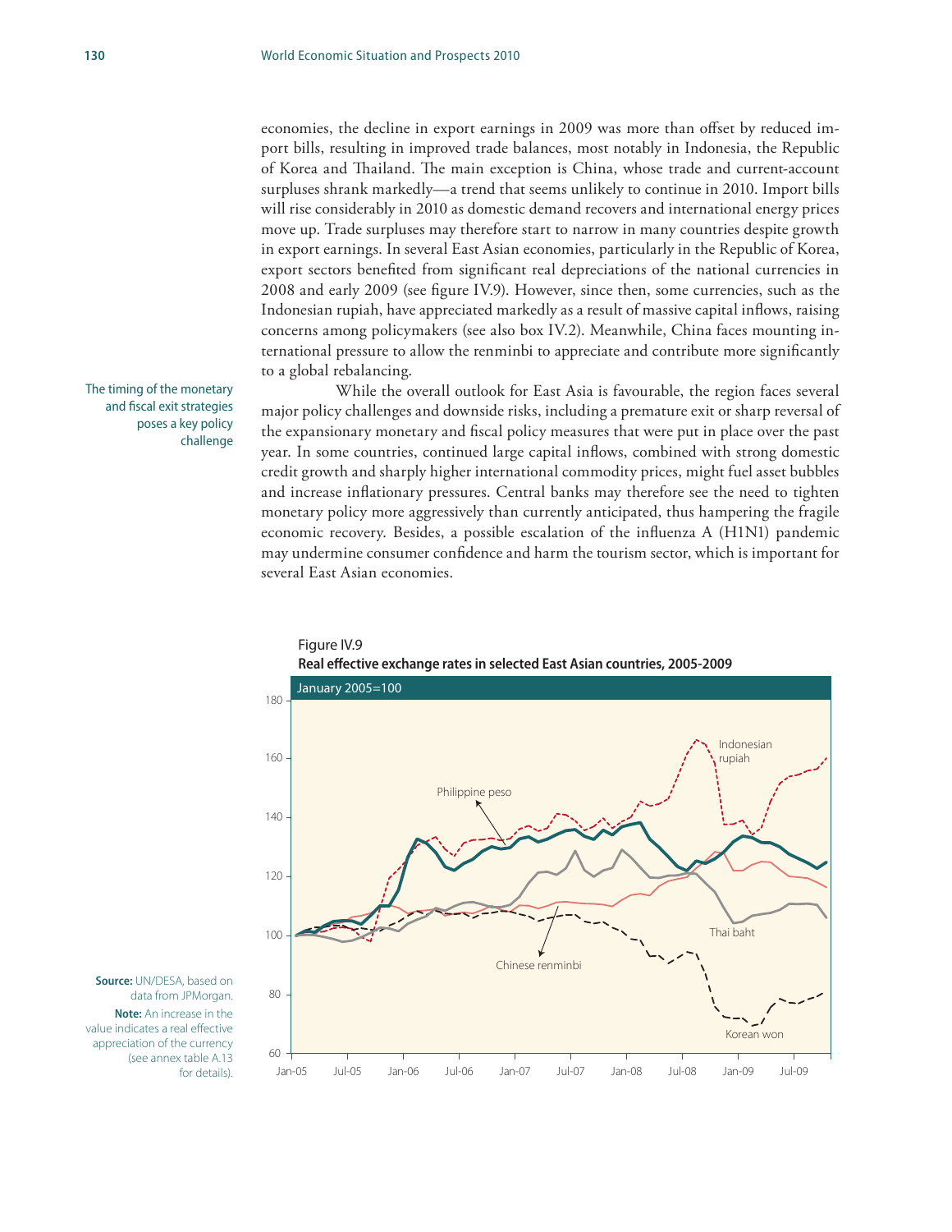economies, the decline in export earnings in 2009 was more than offset by reduced import bills, resulting in improved trade balances, most notably in Indonesia, the Republic of Korea and Thailand. The main exception is China, whose trade and current-account surpluses shrank markedly—a trend that seems unlikely to continue in 2010. Import bills will rise considerably in 2010 as domestic demand recovers and international energy prices move up. Trade surpluses may therefore start to narrow in many countries despite growth in export earnings. In several East Asian economies, particularly in the Republic of Korea, export sectors benefited from significant real depreciations of the national currencies in 2008 and early 2009 (see figure IV.9). However, since then, some currencies, such as the Indonesian rupiah, have appreciated markedly as a result of massive capital inflows, raising concerns among policymakers (see also box IV.2). Meanwhile, China faces mounting international pressure to allow the renminbi to appreciate and contribute more significantly to a global rebalancing.

The timing of the monetary and fiscal exit strategies poses a key policy challenge

While the overall outlook for East Asia is favourable, the region faces several major policy challenges and downside risks, including a premature exit or sharp reversal of the expansionary monetary and fiscal policy measures that were put in place over the past year. In some countries, continued large capital inflows, combined with strong domestic credit growth and sharply higher international commodity prices, might fuel asset bubbles and increase inflationary pressures. Central banks may therefore see the need to tighten monetary policy more aggressively than currently anticipated, thus hampering the fragile economic recovery. Besides, a possible escalation of the influenza A (H1N1) pandemic may undermine consumer confidence and harm the tourism sector, which is important for several East Asian economies.

Figure IV.9
**Real effective exchange rates in selected East Asian countries, 2005-2009**

January 2005=100

**Source:** UN/DESA, based on data from JPMorgan.
**Note:** An increase in the value indicates a real effective appreciation of the currency (see annex table A.13 for details).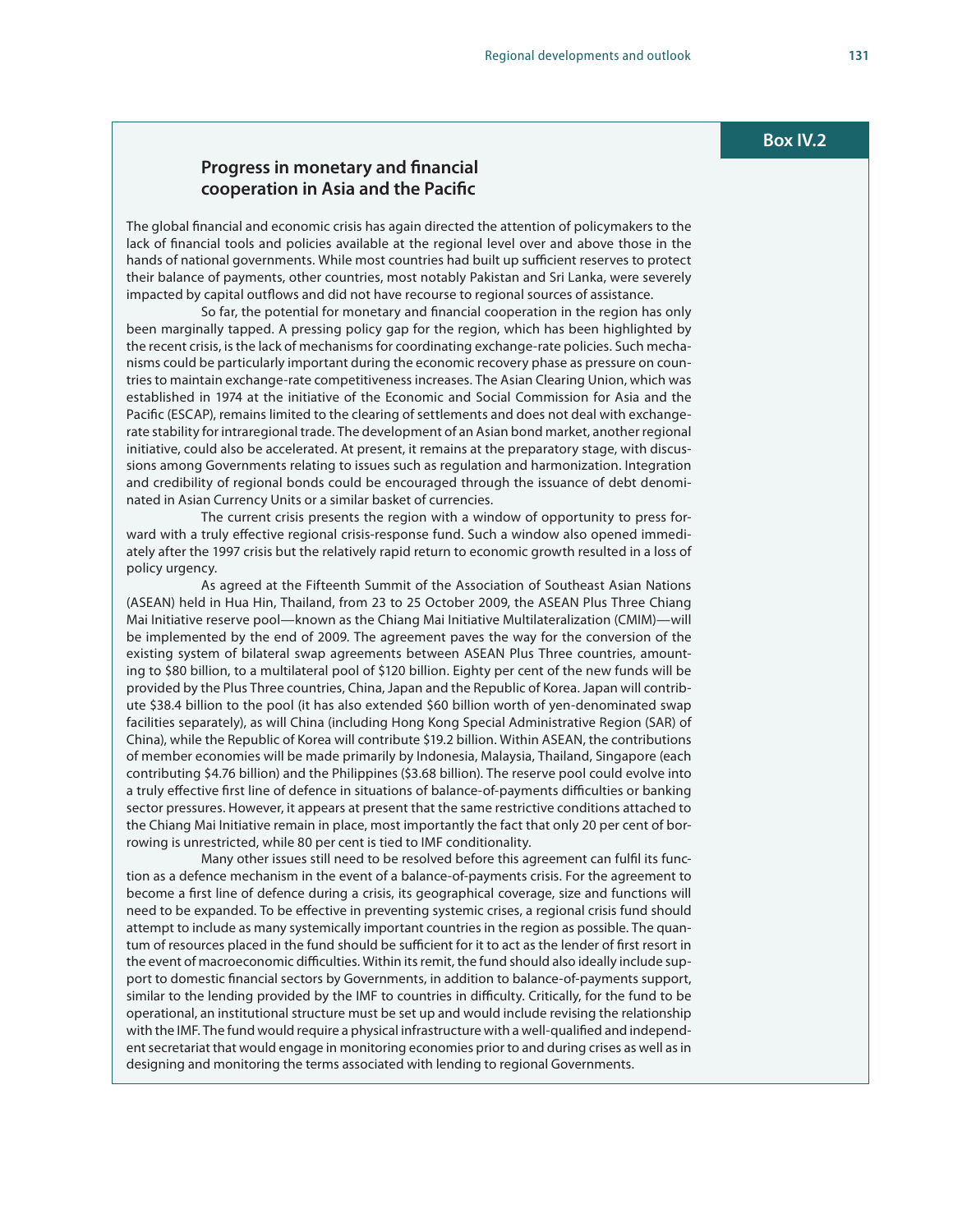**Box IV.2**

## Progress in monetary and financial cooperation in Asia and the Pacific

The global financial and economic crisis has again directed the attention of policymakers to the lack of financial tools and policies available at the regional level over and above those in the hands of national governments. While most countries had built up sufficient reserves to protect their balance of payments, other countries, most notably Pakistan and Sri Lanka, were severely impacted by capital outflows and did not have recourse to regional sources of assistance.

So far, the potential for monetary and financial cooperation in the region has only been marginally tapped. A pressing policy gap for the region, which has been highlighted by the recent crisis, is the lack of mechanisms for coordinating exchange-rate policies. Such mechanisms could be particularly important during the economic recovery phase as pressure on countries to maintain exchange-rate competitiveness increases. The Asian Clearing Union, which was established in 1974 at the initiative of the Economic and Social Commission for Asia and the Pacific (ESCAP), remains limited to the clearing of settlements and does not deal with exchange-rate stability for intraregional trade. The development of an Asian bond market, another regional initiative, could also be accelerated. At present, it remains at the preparatory stage, with discussions among Governments relating to issues such as regulation and harmonization. Integration and credibility of regional bonds could be encouraged through the issuance of debt denominated in Asian Currency Units or a similar basket of currencies.

The current crisis presents the region with a window of opportunity to press forward with a truly effective regional crisis-response fund. Such a window also opened immediately after the 1997 crisis but the relatively rapid return to economic growth resulted in a loss of policy urgency.

As agreed at the Fifteenth Summit of the Association of Southeast Asian Nations (ASEAN) held in Hua Hin, Thailand, from 23 to 25 October 2009, the ASEAN Plus Three Chiang Mai Initiative reserve pool—known as the Chiang Mai Initiative Multilateralization (CMIM)—will be implemented by the end of 2009. The agreement paves the way for the conversion of the existing system of bilateral swap agreements between ASEAN Plus Three countries, amounting to $80 billion, to a multilateral pool of $120 billion. Eighty per cent of the new funds will be provided by the Plus Three countries, China, Japan and the Republic of Korea. Japan will contribute $38.4 billion to the pool (it has also extended $60 billion worth of yen-denominated swap facilities separately), as will China (including Hong Kong Special Administrative Region (SAR) of China), while the Republic of Korea will contribute $19.2 billion. Within ASEAN, the contributions of member economies will be made primarily by Indonesia, Malaysia, Thailand, Singapore (each contributing $4.76 billion) and the Philippines ($3.68 billion). The reserve pool could evolve into a truly effective first line of defence in situations of balance-of-payments difficulties or banking sector pressures. However, it appears at present that the same restrictive conditions attached to the Chiang Mai Initiative remain in place, most importantly the fact that only 20 per cent of borrowing is unrestricted, while 80 per cent is tied to IMF conditionality.

Many other issues still need to be resolved before this agreement can fulfil its function as a defence mechanism in the event of a balance-of-payments crisis. For the agreement to become a first line of defence during a crisis, its geographical coverage, size and functions will need to be expanded. To be effective in preventing systemic crises, a regional crisis fund should attempt to include as many systemically important countries in the region as possible. The quantum of resources placed in the fund should be sufficient for it to act as the lender of first resort in the event of macroeconomic difficulties. Within its remit, the fund should also ideally include support to domestic financial sectors by Governments, in addition to balance-of-payments support, similar to the lending provided by the IMF to countries in difficulty. Critically, for the fund to be operational, an institutional structure must be set up and would include revising the relationship with the IMF. The fund would require a physical infrastructure with a well-qualified and independent secretariat that would engage in monitoring economies prior to and during crises as well as in designing and monitoring the terms associated with lending to regional Governments.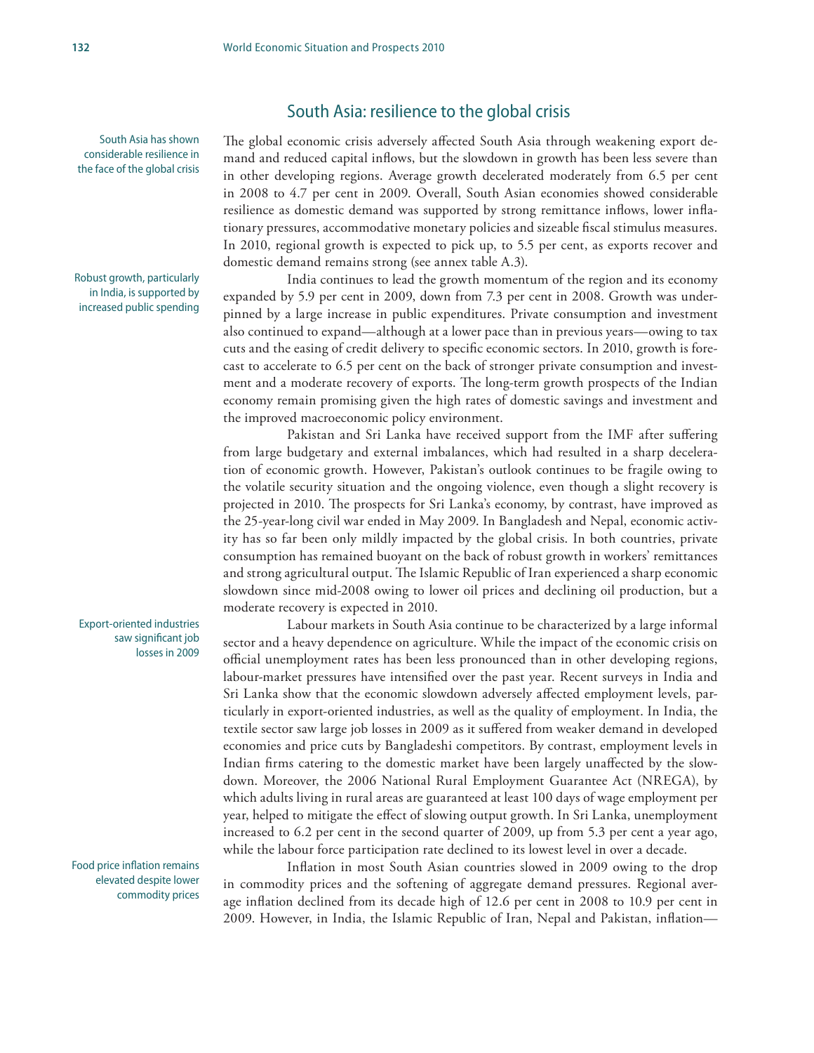## South Asia: resilience to the global crisis

South Asia has shown considerable resilience in the face of the global crisis

The global economic crisis adversely affected South Asia through weakening export demand and reduced capital inflows, but the slowdown in growth has been less severe than in other developing regions. Average growth decelerated moderately from 6.5 per cent in 2008 to 4.7 per cent in 2009. Overall, South Asian economies showed considerable resilience as domestic demand was supported by strong remittance inflows, lower inflationary pressures, accommodative monetary policies and sizeable fiscal stimulus measures. In 2010, regional growth is expected to pick up, to 5.5 per cent, as exports recover and domestic demand remains strong (see annex table A.3).

Robust growth, particularly in India, is supported by increased public spending

India continues to lead the growth momentum of the region and its economy expanded by 5.9 per cent in 2009, down from 7.3 per cent in 2008. Growth was underpinned by a large increase in public expenditures. Private consumption and investment also continued to expand—although at a lower pace than in previous years—owing to tax cuts and the easing of credit delivery to specific economic sectors. In 2010, growth is forecast to accelerate to 6.5 per cent on the back of stronger private consumption and investment and a moderate recovery of exports. The long-term growth prospects of the Indian economy remain promising given the high rates of domestic savings and investment and the improved macroeconomic policy environment.

Pakistan and Sri Lanka have received support from the IMF after suffering from large budgetary and external imbalances, which had resulted in a sharp deceleration of economic growth. However, Pakistan's outlook continues to be fragile owing to the volatile security situation and the ongoing violence, even though a slight recovery is projected in 2010. The prospects for Sri Lanka's economy, by contrast, have improved as the 25-year-long civil war ended in May 2009. In Bangladesh and Nepal, economic activity has so far been only mildly impacted by the global crisis. In both countries, private consumption has remained buoyant on the back of robust growth in workers' remittances and strong agricultural output. The Islamic Republic of Iran experienced a sharp economic slowdown since mid-2008 owing to lower oil prices and declining oil production, but a moderate recovery is expected in 2010.

Export-oriented industries saw significant job losses in 2009

Labour markets in South Asia continue to be characterized by a large informal sector and a heavy dependence on agriculture. While the impact of the economic crisis on official unemployment rates has been less pronounced than in other developing regions, labour-market pressures have intensified over the past year. Recent surveys in India and Sri Lanka show that the economic slowdown adversely affected employment levels, particularly in export-oriented industries, as well as the quality of employment. In India, the textile sector saw large job losses in 2009 as it suffered from weaker demand in developed economies and price cuts by Bangladeshi competitors. By contrast, employment levels in Indian firms catering to the domestic market have been largely unaffected by the slowdown. Moreover, the 2006 National Rural Employment Guarantee Act (NREGA), by which adults living in rural areas are guaranteed at least 100 days of wage employment per year, helped to mitigate the effect of slowing output growth. In Sri Lanka, unemployment increased to 6.2 per cent in the second quarter of 2009, up from 5.3 per cent a year ago, while the labour force participation rate declined to its lowest level in over a decade.

Food price inflation remains elevated despite lower commodity prices

Inflation in most South Asian countries slowed in 2009 owing to the drop in commodity prices and the softening of aggregate demand pressures. Regional average inflation declined from its decade high of 12.6 per cent in 2008 to 10.9 per cent in 2009. However, in India, the Islamic Republic of Iran, Nepal and Pakistan, inflation—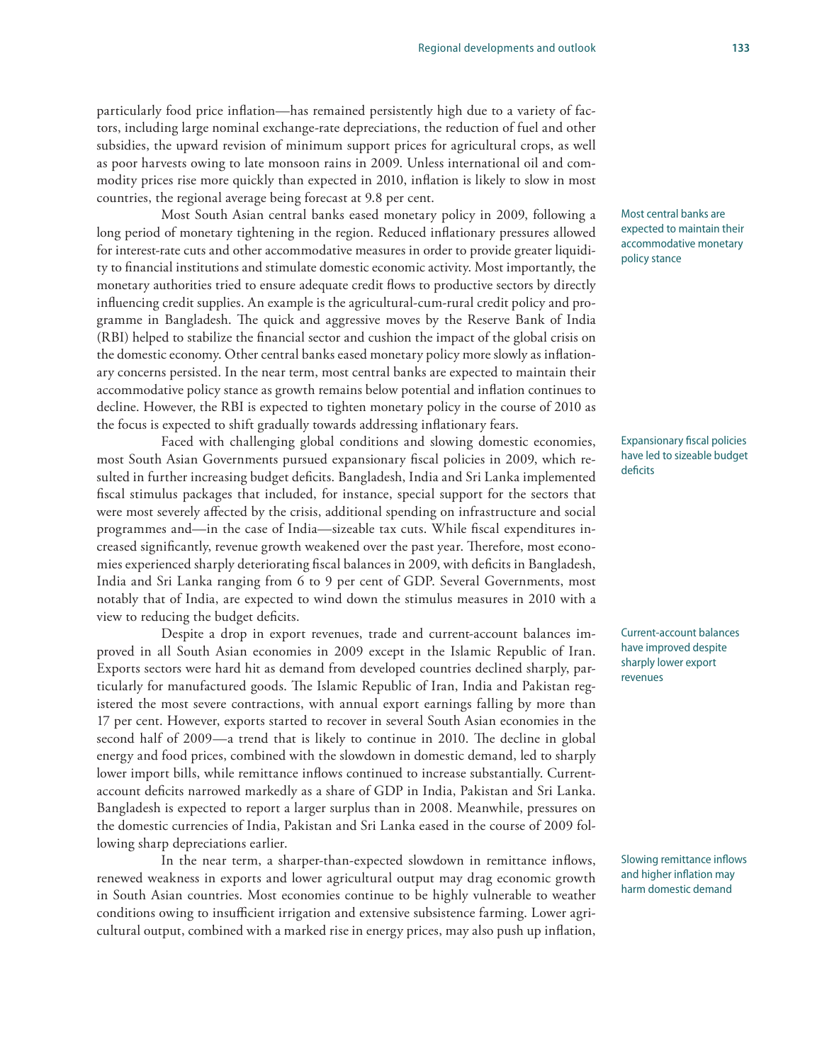particularly food price inflation—has remained persistently high due to a variety of factors, including large nominal exchange-rate depreciations, the reduction of fuel and other subsidies, the upward revision of minimum support prices for agricultural crops, as well as poor harvests owing to late monsoon rains in 2009. Unless international oil and commodity prices rise more quickly than expected in 2010, inflation is likely to slow in most countries, the regional average being forecast at 9.8 per cent.

Most central banks are expected to maintain their accommodative monetary policy stance

Most South Asian central banks eased monetary policy in 2009, following a long period of monetary tightening in the region. Reduced inflationary pressures allowed for interest-rate cuts and other accommodative measures in order to provide greater liquidity to financial institutions and stimulate domestic economic activity. Most importantly, the monetary authorities tried to ensure adequate credit flows to productive sectors by directly influencing credit supplies. An example is the agricultural-cum-rural credit policy and programme in Bangladesh. The quick and aggressive moves by the Reserve Bank of India (RBI) helped to stabilize the financial sector and cushion the impact of the global crisis on the domestic economy. Other central banks eased monetary policy more slowly as inflationary concerns persisted. In the near term, most central banks are expected to maintain their accommodative policy stance as growth remains below potential and inflation continues to decline. However, the RBI is expected to tighten monetary policy in the course of 2010 as the focus is expected to shift gradually towards addressing inflationary fears.

Expansionary fiscal policies have led to sizeable budget deficits

Faced with challenging global conditions and slowing domestic economies, most South Asian Governments pursued expansionary fiscal policies in 2009, which resulted in further increasing budget deficits. Bangladesh, India and Sri Lanka implemented fiscal stimulus packages that included, for instance, special support for the sectors that were most severely affected by the crisis, additional spending on infrastructure and social programmes and—in the case of India—sizeable tax cuts. While fiscal expenditures increased significantly, revenue growth weakened over the past year. Therefore, most economies experienced sharply deteriorating fiscal balances in 2009, with deficits in Bangladesh, India and Sri Lanka ranging from 6 to 9 per cent of GDP. Several Governments, most notably that of India, are expected to wind down the stimulus measures in 2010 with a view to reducing the budget deficits.

Current-account balances have improved despite sharply lower export revenues

Despite a drop in export revenues, trade and current-account balances improved in all South Asian economies in 2009 except in the Islamic Republic of Iran. Exports sectors were hard hit as demand from developed countries declined sharply, particularly for manufactured goods. The Islamic Republic of Iran, India and Pakistan registered the most severe contractions, with annual export earnings falling by more than 17 per cent. However, exports started to recover in several South Asian economies in the second half of 2009—a trend that is likely to continue in 2010. The decline in global energy and food prices, combined with the slowdown in domestic demand, led to sharply lower import bills, while remittance inflows continued to increase substantially. Current-account deficits narrowed markedly as a share of GDP in India, Pakistan and Sri Lanka. Bangladesh is expected to report a larger surplus than in 2008. Meanwhile, pressures on the domestic currencies of India, Pakistan and Sri Lanka eased in the course of 2009 following sharp depreciations earlier.

Slowing remittance inflows and higher inflation may harm domestic demand

In the near term, a sharper-than-expected slowdown in remittance inflows, renewed weakness in exports and lower agricultural output may drag economic growth in South Asian countries. Most economies continue to be highly vulnerable to weather conditions owing to insufficient irrigation and extensive subsistence farming. Lower agricultural output, combined with a marked rise in energy prices, may also push up inflation,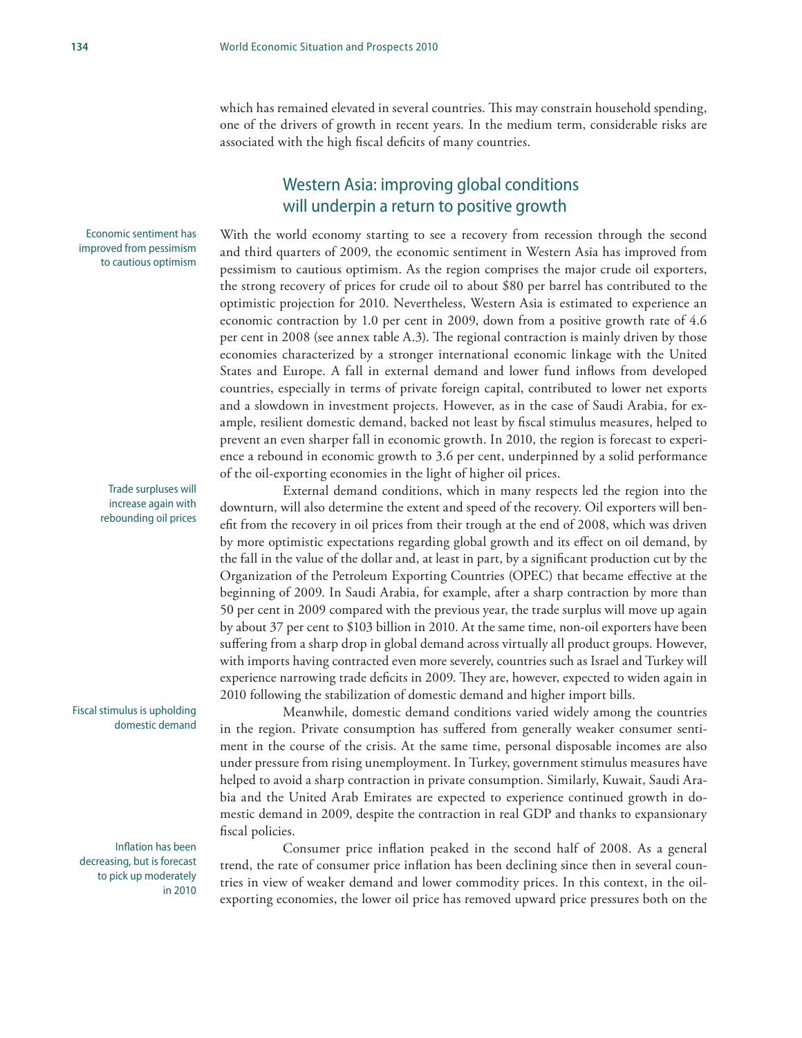which has remained elevated in several countries. This may constrain household spending, one of the drivers of growth in recent years. In the medium term, considerable risks are associated with the high fiscal deficits of many countries.

## Western Asia: improving global conditions will underpin a return to positive growth

Economic sentiment has improved from pessimism to cautious optimism

With the world economy starting to see a recovery from recession through the second and third quarters of 2009, the economic sentiment in Western Asia has improved from pessimism to cautious optimism. As the region comprises the major crude oil exporters, the strong recovery of prices for crude oil to about \$80 per barrel has contributed to the optimistic projection for 2010. Nevertheless, Western Asia is estimated to experience an economic contraction by 1.0 per cent in 2009, down from a positive growth rate of 4.6 per cent in 2008 (see annex table A.3). The regional contraction is mainly driven by those economies characterized by a stronger international economic linkage with the United States and Europe. A fall in external demand and lower fund inflows from developed countries, especially in terms of private foreign capital, contributed to lower net exports and a slowdown in investment projects. However, as in the case of Saudi Arabia, for example, resilient domestic demand, backed not least by fiscal stimulus measures, helped to prevent an even sharper fall in economic growth. In 2010, the region is forecast to experience a rebound in economic growth to 3.6 per cent, underpinned by a solid performance of the oil-exporting economies in the light of higher oil prices.

Trade surpluses will increase again with rebounding oil prices

External demand conditions, which in many respects led the region into the downturn, will also determine the extent and speed of the recovery. Oil exporters will benefit from the recovery in oil prices from their trough at the end of 2008, which was driven by more optimistic expectations regarding global growth and its effect on oil demand, by the fall in the value of the dollar and, at least in part, by a significant production cut by the Organization of the Petroleum Exporting Countries (OPEC) that became effective at the beginning of 2009. In Saudi Arabia, for example, after a sharp contraction by more than 50 per cent in 2009 compared with the previous year, the trade surplus will move up again by about 37 per cent to \$103 billion in 2010. At the same time, non-oil exporters have been suffering from a sharp drop in global demand across virtually all product groups. However, with imports having contracted even more severely, countries such as Israel and Turkey will experience narrowing trade deficits in 2009. They are, however, expected to widen again in 2010 following the stabilization of domestic demand and higher import bills.

Fiscal stimulus is upholding domestic demand

Meanwhile, domestic demand conditions varied widely among the countries in the region. Private consumption has suffered from generally weaker consumer sentiment in the course of the crisis. At the same time, personal disposable incomes are also under pressure from rising unemployment. In Turkey, government stimulus measures have helped to avoid a sharp contraction in private consumption. Similarly, Kuwait, Saudi Arabia and the United Arab Emirates are expected to experience continued growth in domestic demand in 2009, despite the contraction in real GDP and thanks to expansionary fiscal policies.

Inflation has been decreasing, but is forecast to pick up moderately in 2010

Consumer price inflation peaked in the second half of 2008. As a general trend, the rate of consumer price inflation has been declining since then in several countries in view of weaker demand and lower commodity prices. In this context, in the oil-exporting economies, the lower oil price has removed upward price pressures both on the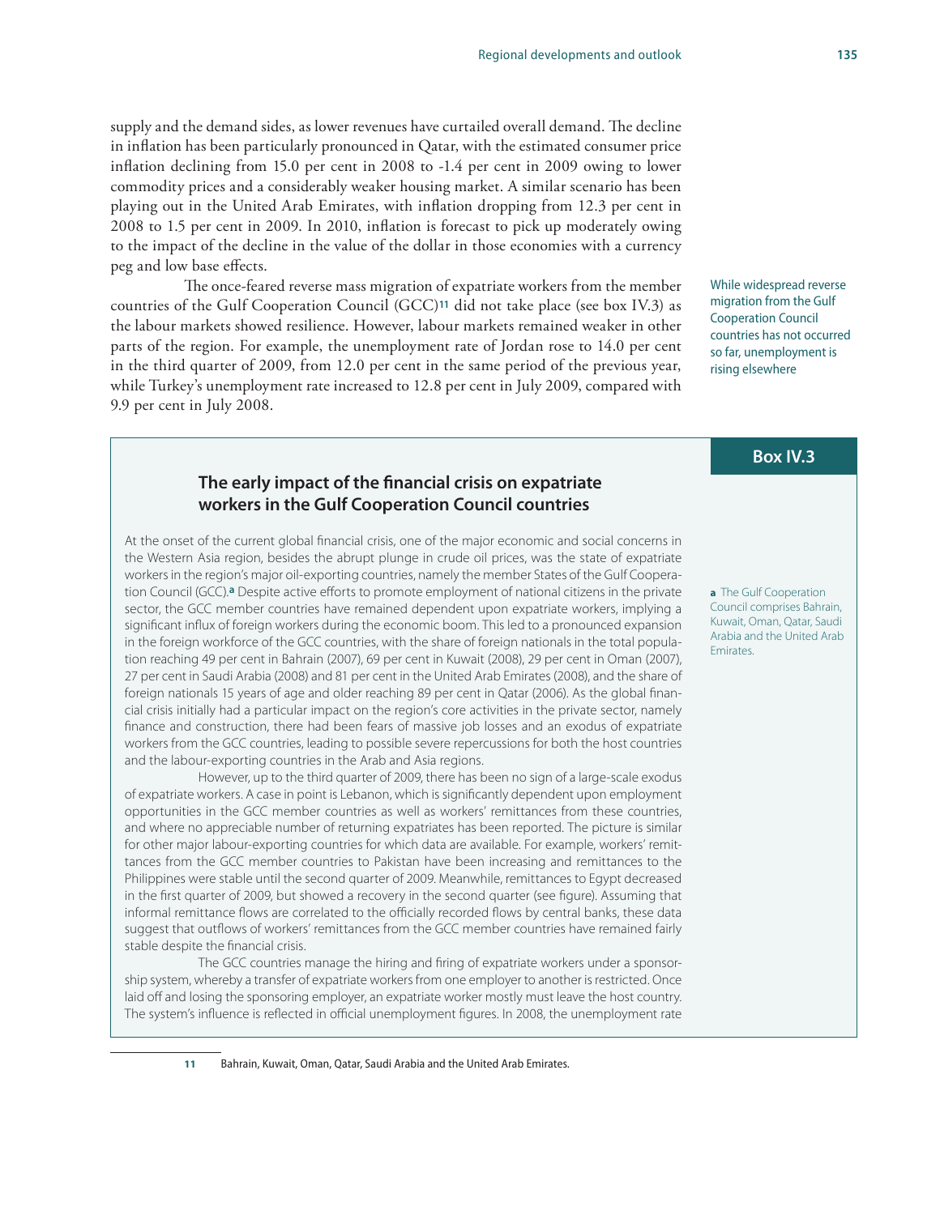supply and the demand sides, as lower revenues have curtailed overall demand. The decline in inflation has been particularly pronounced in Qatar, with the estimated consumer price inflation declining from 15.0 per cent in 2008 to -1.4 per cent in 2009 owing to lower commodity prices and a considerably weaker housing market. A similar scenario has been playing out in the United Arab Emirates, with inflation dropping from 12.3 per cent in 2008 to 1.5 per cent in 2009. In 2010, inflation is forecast to pick up moderately owing to the impact of the decline in the value of the dollar in those economies with a currency peg and low base effects.

While widespread reverse migration from the Gulf Cooperation Council countries has not occurred so far, unemployment is rising elsewhere

The once-feared reverse mass migration of expatriate workers from the member countries of the Gulf Cooperation Council (GCC)[11] did not take place (see box IV.3) as the labour markets showed resilience. However, labour markets remained weaker in other parts of the region. For example, the unemployment rate of Jordan rose to 14.0 per cent in the third quarter of 2009, from 12.0 per cent in the same period of the previous year, while Turkey's unemployment rate increased to 12.8 per cent in July 2009, compared with 9.9 per cent in July 2008.

**Box IV.3**

## The early impact of the financial crisis on expatriate workers in the Gulf Cooperation Council countries

At the onset of the current global financial crisis, one of the major economic and social concerns in the Western Asia region, besides the abrupt plunge in crude oil prices, was the state of expatriate workers in the region's major oil-exporting countries, namely the member States of the Gulf Cooperation Council (GCC).[a] Despite active efforts to promote employment of national citizens in the private sector, the GCC member countries have remained dependent upon expatriate workers, implying a significant influx of foreign workers during the economic boom. This led to a pronounced expansion in the foreign workforce of the GCC countries, with the share of foreign nationals in the total population reaching 49 per cent in Bahrain (2007), 69 per cent in Kuwait (2008), 29 per cent in Oman (2007), 27 per cent in Saudi Arabia (2008) and 81 per cent in the United Arab Emirates (2008), and the share of foreign nationals 15 years of age and older reaching 89 per cent in Qatar (2006). As the global financial crisis initially had a particular impact on the region's core activities in the private sector, namely finance and construction, there had been fears of massive job losses and an exodus of expatriate workers from the GCC countries, leading to possible severe repercussions for both the host countries and the labour-exporting countries in the Arab and Asia regions.

a The Gulf Cooperation Council comprises Bahrain, Kuwait, Oman, Qatar, Saudi Arabia and the United Arab Emirates.

However, up to the third quarter of 2009, there has been no sign of a large-scale exodus of expatriate workers. A case in point is Lebanon, which is significantly dependent upon employment opportunities in the GCC member countries as well as workers' remittances from these countries, and where no appreciable number of returning expatriates has been reported. The picture is similar for other major labour-exporting countries for which data are available. For example, workers' remittances from the GCC member countries to Pakistan have been increasing and remittances to the Philippines were stable until the second quarter of 2009. Meanwhile, remittances to Egypt decreased in the first quarter of 2009, but showed a recovery in the second quarter (see figure). Assuming that informal remittance flows are correlated to the officially recorded flows by central banks, these data suggest that outflows of workers' remittances from the GCC member countries have remained fairly stable despite the financial crisis.

The GCC countries manage the hiring and firing of expatriate workers under a sponsorship system, whereby a transfer of expatriate workers from one employer to another is restricted. Once laid off and losing the sponsoring employer, an expatriate worker mostly must leave the host country. The system's influence is reflected in official unemployment figures. In 2008, the unemployment rate

11 Bahrain, Kuwait, Oman, Qatar, Saudi Arabia and the United Arab Emirates.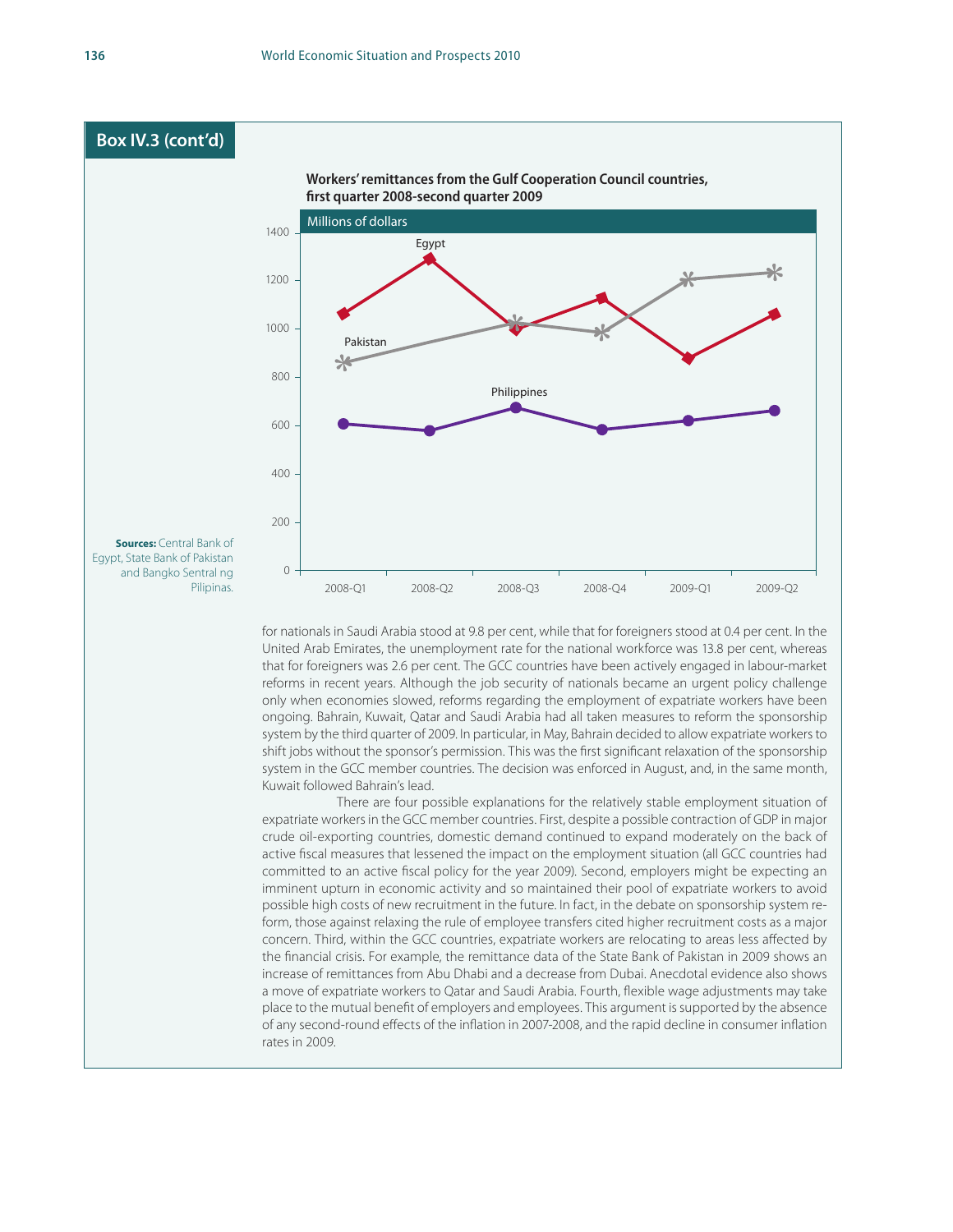## Box IV.3 (cont'd)

**Workers' remittances from the Gulf Cooperation Council countries, first quarter 2008-second quarter 2009**

Millions of dollars

**Sources:** Central Bank of Egypt, State Bank of Pakistan and Bangko Sentral ng Pilipinas.

for nationals in Saudi Arabia stood at 9.8 per cent, while that for foreigners stood at 0.4 per cent. In the United Arab Emirates, the unemployment rate for the national workforce was 13.8 per cent, whereas that for foreigners was 2.6 per cent. The GCC countries have been actively engaged in labour-market reforms in recent years. Although the job security of nationals became an urgent policy challenge only when economies slowed, reforms regarding the employment of expatriate workers have been ongoing. Bahrain, Kuwait, Qatar and Saudi Arabia had all taken measures to reform the sponsorship system by the third quarter of 2009. In particular, in May, Bahrain decided to allow expatriate workers to shift jobs without the sponsor's permission. This was the first significant relaxation of the sponsorship system in the GCC member countries. The decision was enforced in August, and, in the same month, Kuwait followed Bahrain's lead.

There are four possible explanations for the relatively stable employment situation of expatriate workers in the GCC member countries. First, despite a possible contraction of GDP in major crude oil-exporting countries, domestic demand continued to expand moderately on the back of active fiscal measures that lessened the impact on the employment situation (all GCC countries had committed to an active fiscal policy for the year 2009). Second, employers might be expecting an imminent upturn in economic activity and so maintained their pool of expatriate workers to avoid possible high costs of new recruitment in the future. In fact, in the debate on sponsorship system reform, those against relaxing the rule of employee transfers cited higher recruitment costs as a major concern. Third, within the GCC countries, expatriate workers are relocating to areas less affected by the financial crisis. For example, the remittance data of the State Bank of Pakistan in 2009 shows an increase of remittances from Abu Dhabi and a decrease from Dubai. Anecdotal evidence also shows a move of expatriate workers to Qatar and Saudi Arabia. Fourth, flexible wage adjustments may take place to the mutual benefit of employers and employees. This argument is supported by the absence of any second-round effects of the inflation in 2007-2008, and the rapid decline in consumer inflation rates in 2009.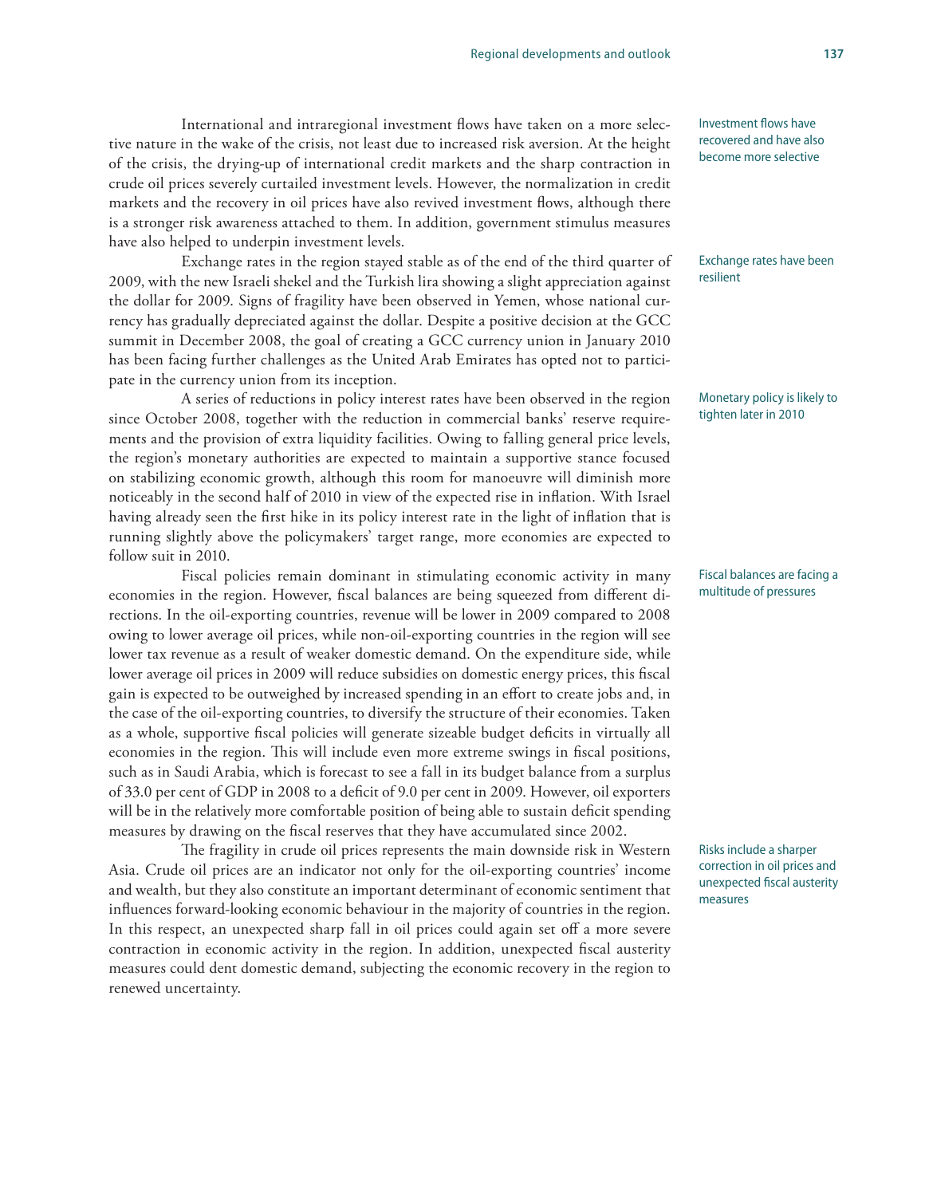Investment flows have recovered and have also become more selective

International and intraregional investment flows have taken on a more selective nature in the wake of the crisis, not least due to increased risk aversion. At the height of the crisis, the drying-up of international credit markets and the sharp contraction in crude oil prices severely curtailed investment levels. However, the normalization in credit markets and the recovery in oil prices have also revived investment flows, although there is a stronger risk awareness attached to them. In addition, government stimulus measures have also helped to underpin investment levels.

Exchange rates have been resilient

Exchange rates in the region stayed stable as of the end of the third quarter of 2009, with the new Israeli shekel and the Turkish lira showing a slight appreciation against the dollar for 2009. Signs of fragility have been observed in Yemen, whose national currency has gradually depreciated against the dollar. Despite a positive decision at the GCC summit in December 2008, the goal of creating a GCC currency union in January 2010 has been facing further challenges as the United Arab Emirates has opted not to participate in the currency union from its inception.

Monetary policy is likely to tighten later in 2010

A series of reductions in policy interest rates have been observed in the region since October 2008, together with the reduction in commercial banks' reserve requirements and the provision of extra liquidity facilities. Owing to falling general price levels, the region's monetary authorities are expected to maintain a supportive stance focused on stabilizing economic growth, although this room for manoeuvre will diminish more noticeably in the second half of 2010 in view of the expected rise in inflation. With Israel having already seen the first hike in its policy interest rate in the light of inflation that is running slightly above the policymakers' target range, more economies are expected to follow suit in 2010.

Fiscal balances are facing a multitude of pressures

Fiscal policies remain dominant in stimulating economic activity in many economies in the region. However, fiscal balances are being squeezed from different directions. In the oil-exporting countries, revenue will be lower in 2009 compared to 2008 owing to lower average oil prices, while non-oil-exporting countries in the region will see lower tax revenue as a result of weaker domestic demand. On the expenditure side, while lower average oil prices in 2009 will reduce subsidies on domestic energy prices, this fiscal gain is expected to be outweighed by increased spending in an effort to create jobs and, in the case of the oil-exporting countries, to diversify the structure of their economies. Taken as a whole, supportive fiscal policies will generate sizeable budget deficits in virtually all economies in the region. This will include even more extreme swings in fiscal positions, such as in Saudi Arabia, which is forecast to see a fall in its budget balance from a surplus of 33.0 per cent of GDP in 2008 to a deficit of 9.0 per cent in 2009. However, oil exporters will be in the relatively more comfortable position of being able to sustain deficit spending measures by drawing on the fiscal reserves that they have accumulated since 2002.

Risks include a sharper correction in oil prices and unexpected fiscal austerity measures

The fragility in crude oil prices represents the main downside risk in Western Asia. Crude oil prices are an indicator not only for the oil-exporting countries' income and wealth, but they also constitute an important determinant of economic sentiment that influences forward-looking economic behaviour in the majority of countries in the region. In this respect, an unexpected sharp fall in oil prices could again set off a more severe contraction in economic activity in the region. In addition, unexpected fiscal austerity measures could dent domestic demand, subjecting the economic recovery in the region to renewed uncertainty.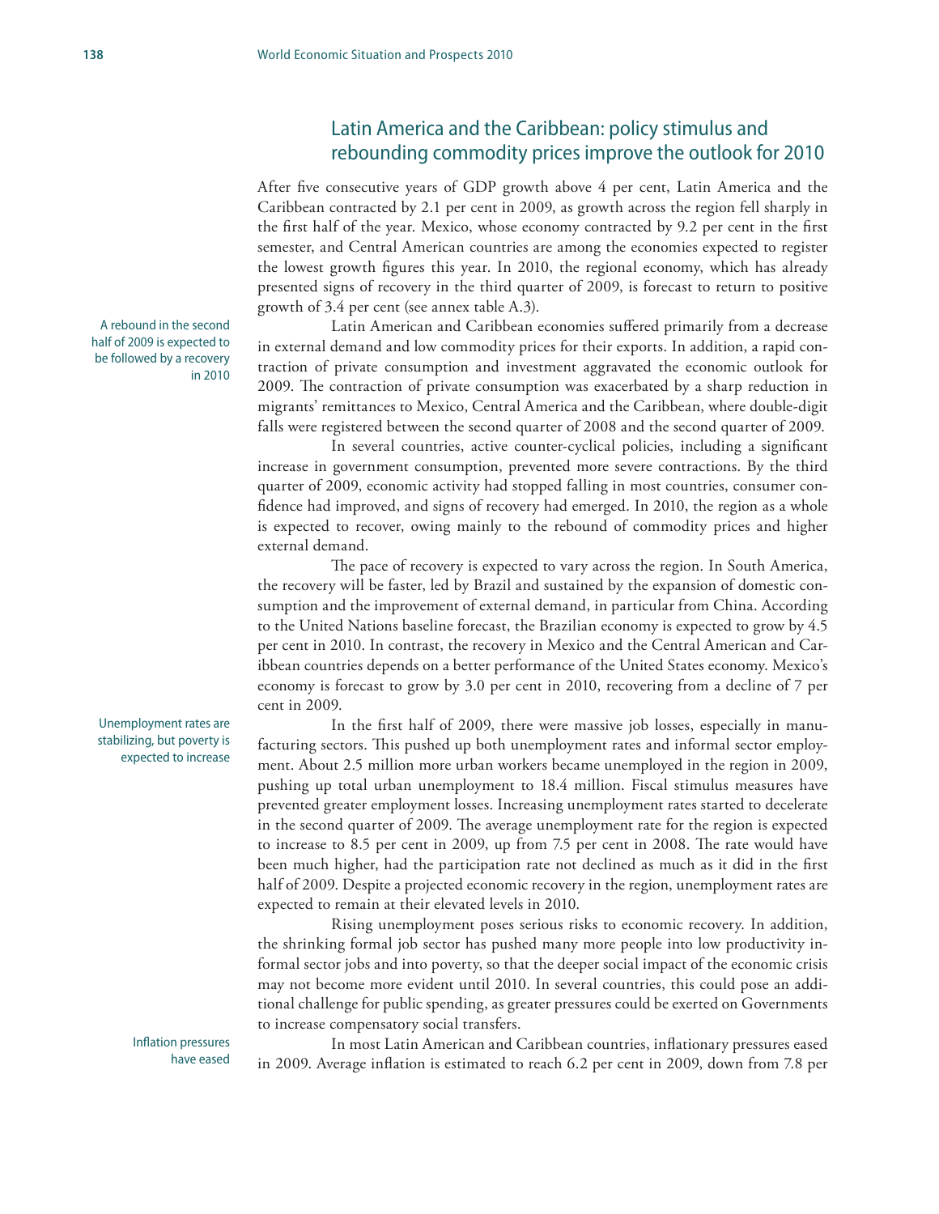## Latin America and the Caribbean: policy stimulus and rebounding commodity prices improve the outlook for 2010

After five consecutive years of GDP growth above 4 per cent, Latin America and the Caribbean contracted by 2.1 per cent in 2009, as growth across the region fell sharply in the first half of the year. Mexico, whose economy contracted by 9.2 per cent in the first semester, and Central American countries are among the economies expected to register the lowest growth figures this year. In 2010, the regional economy, which has already presented signs of recovery in the third quarter of 2009, is forecast to return to positive growth of 3.4 per cent (see annex table A.3).

A rebound in the second half of 2009 is expected to be followed by a recovery in 2010

Latin American and Caribbean economies suffered primarily from a decrease in external demand and low commodity prices for their exports. In addition, a rapid contraction of private consumption and investment aggravated the economic outlook for 2009. The contraction of private consumption was exacerbated by a sharp reduction in migrants' remittances to Mexico, Central America and the Caribbean, where double-digit falls were registered between the second quarter of 2008 and the second quarter of 2009.

In several countries, active counter-cyclical policies, including a significant increase in government consumption, prevented more severe contractions. By the third quarter of 2009, economic activity had stopped falling in most countries, consumer confidence had improved, and signs of recovery had emerged. In 2010, the region as a whole is expected to recover, owing mainly to the rebound of commodity prices and higher external demand.

The pace of recovery is expected to vary across the region. In South America, the recovery will be faster, led by Brazil and sustained by the expansion of domestic consumption and the improvement of external demand, in particular from China. According to the United Nations baseline forecast, the Brazilian economy is expected to grow by 4.5 per cent in 2010. In contrast, the recovery in Mexico and the Central American and Caribbean countries depends on a better performance of the United States economy. Mexico's economy is forecast to grow by 3.0 per cent in 2010, recovering from a decline of 7 per cent in 2009.

Unemployment rates are stabilizing, but poverty is expected to increase

In the first half of 2009, there were massive job losses, especially in manufacturing sectors. This pushed up both unemployment rates and informal sector employment. About 2.5 million more urban workers became unemployed in the region in 2009, pushing up total urban unemployment to 18.4 million. Fiscal stimulus measures have prevented greater employment losses. Increasing unemployment rates started to decelerate in the second quarter of 2009. The average unemployment rate for the region is expected to increase to 8.5 per cent in 2009, up from 7.5 per cent in 2008. The rate would have been much higher, had the participation rate not declined as much as it did in the first half of 2009. Despite a projected economic recovery in the region, unemployment rates are expected to remain at their elevated levels in 2010.

Rising unemployment poses serious risks to economic recovery. In addition, the shrinking formal job sector has pushed many more people into low productivity informal sector jobs and into poverty, so that the deeper social impact of the economic crisis may not become more evident until 2010. In several countries, this could pose an additional challenge for public spending, as greater pressures could be exerted on Governments to increase compensatory social transfers.

Inflation pressures have eased

In most Latin American and Caribbean countries, inflationary pressures eased in 2009. Average inflation is estimated to reach 6.2 per cent in 2009, down from 7.8 per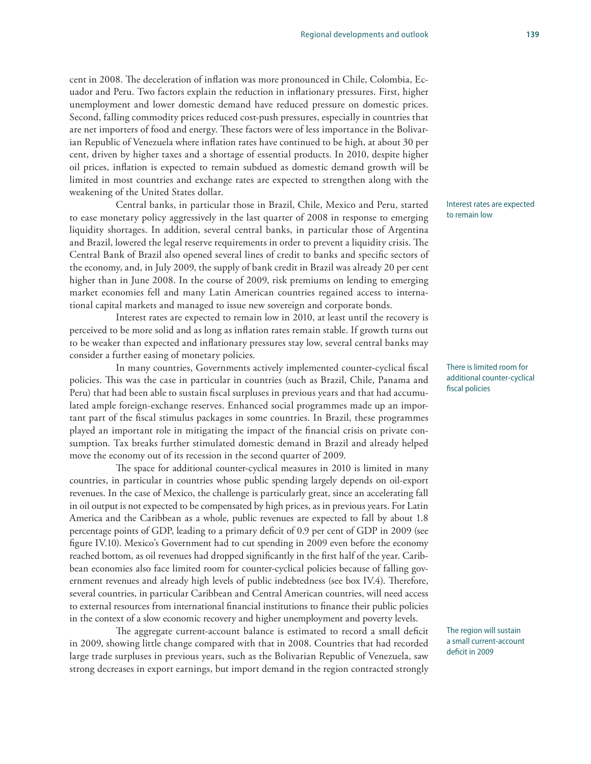cent in 2008. The deceleration of inflation was more pronounced in Chile, Colombia, Ecuador and Peru. Two factors explain the reduction in inflationary pressures. First, higher unemployment and lower domestic demand have reduced pressure on domestic prices. Second, falling commodity prices reduced cost-push pressures, especially in countries that are net importers of food and energy. These factors were of less importance in the Bolivarian Republic of Venezuela where inflation rates have continued to be high, at about 30 per cent, driven by higher taxes and a shortage of essential products. In 2010, despite higher oil prices, inflation is expected to remain subdued as domestic demand growth will be limited in most countries and exchange rates are expected to strengthen along with the weakening of the United States dollar.

Interest rates are expected to remain low

Central banks, in particular those in Brazil, Chile, Mexico and Peru, started to ease monetary policy aggressively in the last quarter of 2008 in response to emerging liquidity shortages. In addition, several central banks, in particular those of Argentina and Brazil, lowered the legal reserve requirements in order to prevent a liquidity crisis. The Central Bank of Brazil also opened several lines of credit to banks and specific sectors of the economy, and, in July 2009, the supply of bank credit in Brazil was already 20 per cent higher than in June 2008. In the course of 2009, risk premiums on lending to emerging market economies fell and many Latin American countries regained access to international capital markets and managed to issue new sovereign and corporate bonds.

Interest rates are expected to remain low in 2010, at least until the recovery is perceived to be more solid and as long as inflation rates remain stable. If growth turns out to be weaker than expected and inflationary pressures stay low, several central banks may consider a further easing of monetary policies.

There is limited room for additional counter-cyclical fiscal policies

In many countries, Governments actively implemented counter-cyclical fiscal policies. This was the case in particular in countries (such as Brazil, Chile, Panama and Peru) that had been able to sustain fiscal surpluses in previous years and that had accumulated ample foreign-exchange reserves. Enhanced social programmes made up an important part of the fiscal stimulus packages in some countries. In Brazil, these programmes played an important role in mitigating the impact of the financial crisis on private consumption. Tax breaks further stimulated domestic demand in Brazil and already helped move the economy out of its recession in the second quarter of 2009.

The space for additional counter-cyclical measures in 2010 is limited in many countries, in particular in countries whose public spending largely depends on oil-export revenues. In the case of Mexico, the challenge is particularly great, since an accelerating fall in oil output is not expected to be compensated by high prices, as in previous years. For Latin America and the Caribbean as a whole, public revenues are expected to fall by about 1.8 percentage points of GDP, leading to a primary deficit of 0.9 per cent of GDP in 2009 (see figure IV.10). Mexico's Government had to cut spending in 2009 even before the economy reached bottom, as oil revenues had dropped significantly in the first half of the year. Caribbean economies also face limited room for counter-cyclical policies because of falling government revenues and already high levels of public indebtedness (see box IV.4). Therefore, several countries, in particular Caribbean and Central American countries, will need access to external resources from international financial institutions to finance their public policies in the context of a slow economic recovery and higher unemployment and poverty levels.

The region will sustain a small current-account deficit in 2009

The aggregate current-account balance is estimated to record a small deficit in 2009, showing little change compared with that in 2008. Countries that had recorded large trade surpluses in previous years, such as the Bolivarian Republic of Venezuela, saw strong decreases in export earnings, but import demand in the region contracted strongly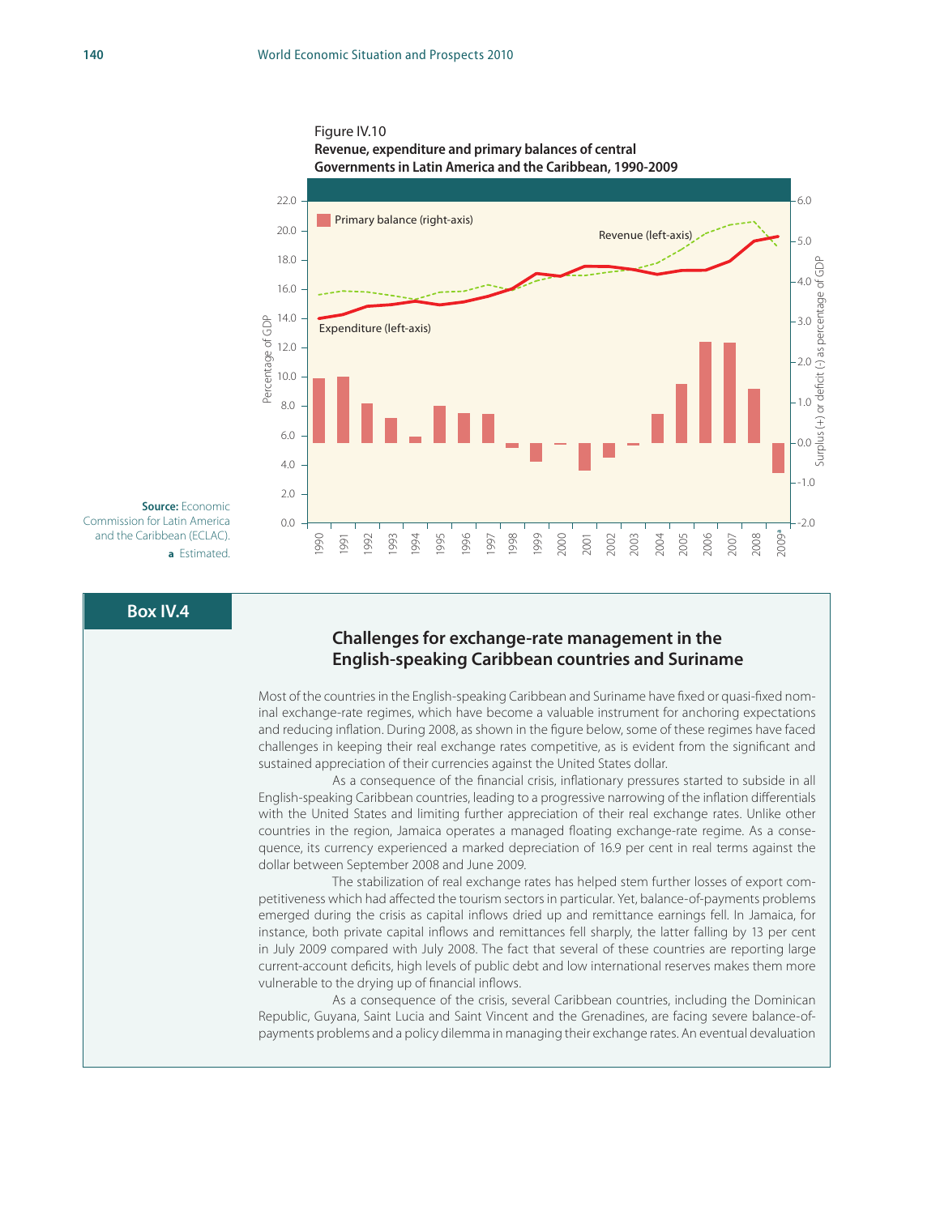Figure IV.10

**Revenue, expenditure and primary balances of central Governments in Latin America and the Caribbean, 1990-2009**

**Source:** Economic Commission for Latin America and the Caribbean (ECLAC).

**a** Estimated.

## Box IV.4

### Challenges for exchange-rate management in the English-speaking Caribbean countries and Suriname

Most of the countries in the English-speaking Caribbean and Suriname have fixed or quasi-fixed nominal exchange-rate regimes, which have become a valuable instrument for anchoring expectations and reducing inflation. During 2008, as shown in the figure below, some of these regimes have faced challenges in keeping their real exchange rates competitive, as is evident from the significant and sustained appreciation of their currencies against the United States dollar.

As a consequence of the financial crisis, inflationary pressures started to subside in all English-speaking Caribbean countries, leading to a progressive narrowing of the inflation differentials with the United States and limiting further appreciation of their real exchange rates. Unlike other countries in the region, Jamaica operates a managed floating exchange-rate regime. As a consequence, its currency experienced a marked depreciation of 16.9 per cent in real terms against the dollar between September 2008 and June 2009.

The stabilization of real exchange rates has helped stem further losses of export competitiveness which had affected the tourism sectors in particular. Yet, balance-of-payments problems emerged during the crisis as capital inflows dried up and remittance earnings fell. In Jamaica, for instance, both private capital inflows and remittances fell sharply, the latter falling by 13 per cent in July 2009 compared with July 2008. The fact that several of these countries are reporting large current-account deficits, high levels of public debt and low international reserves makes them more vulnerable to the drying up of financial inflows.

As a consequence of the crisis, several Caribbean countries, including the Dominican Republic, Guyana, Saint Lucia and Saint Vincent and the Grenadines, are facing severe balance-of-payments problems and a policy dilemma in managing their exchange rates. An eventual devaluation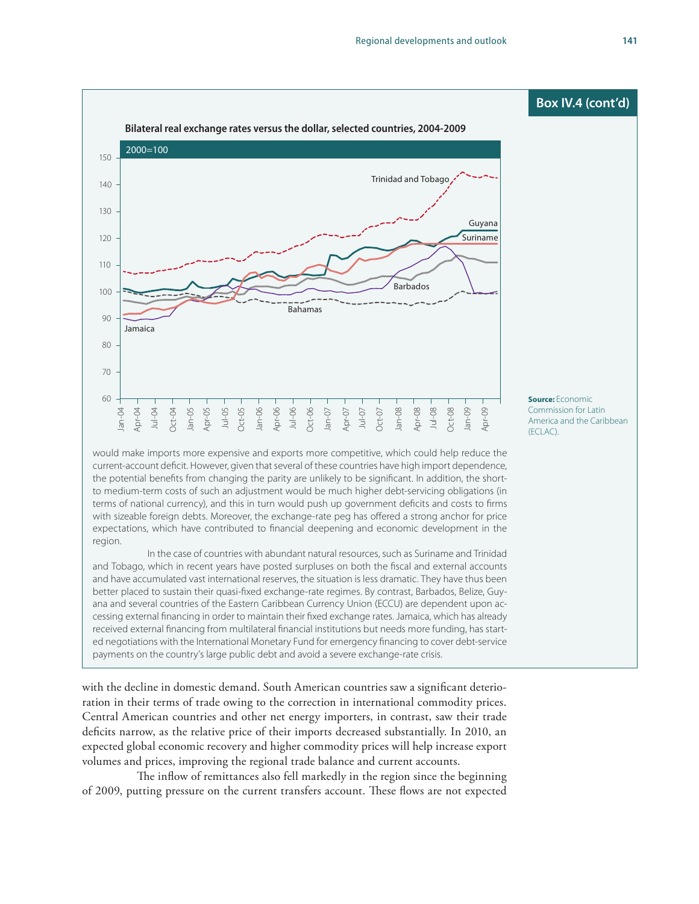## Box IV.4 (cont'd)

**Bilateral real exchange rates versus the dollar, selected countries, 2004-2009**

2000=100

**Source:** Economic Commission for Latin America and the Caribbean (ECLAC).

would make imports more expensive and exports more competitive, which could help reduce the current-account deficit. However, given that several of these countries have high import dependence, the potential benefits from changing the parity are unlikely to be significant. In addition, the short- to medium-term costs of such an adjustment would be much higher debt-servicing obligations (in terms of national currency), and this in turn would push up government deficits and costs to firms with sizeable foreign debts. Moreover, the exchange-rate peg has offered a strong anchor for price expectations, which have contributed to financial deepening and economic development in the region.

In the case of countries with abundant natural resources, such as Suriname and Trinidad and Tobago, which in recent years have posted surpluses on both the fiscal and external accounts and have accumulated vast international reserves, the situation is less dramatic. They have thus been better placed to sustain their quasi-fixed exchange-rate regimes. By contrast, Barbados, Belize, Guyana and several countries of the Eastern Caribbean Currency Union (ECCU) are dependent upon accessing external financing in order to maintain their fixed exchange rates. Jamaica, which has already received external financing from multilateral financial institutions but needs more funding, has started negotiations with the International Monetary Fund for emergency financing to cover debt-service payments on the country's large public debt and avoid a severe exchange-rate crisis.

with the decline in domestic demand. South American countries saw a significant deterioration in their terms of trade owing to the correction in international commodity prices. Central American countries and other net energy importers, in contrast, saw their trade deficits narrow, as the relative price of their imports decreased substantially. In 2010, an expected global economic recovery and higher commodity prices will help increase export volumes and prices, improving the regional trade balance and current accounts.

The inflow of remittances also fell markedly in the region since the beginning of 2009, putting pressure on the current transfers account. These flows are not expected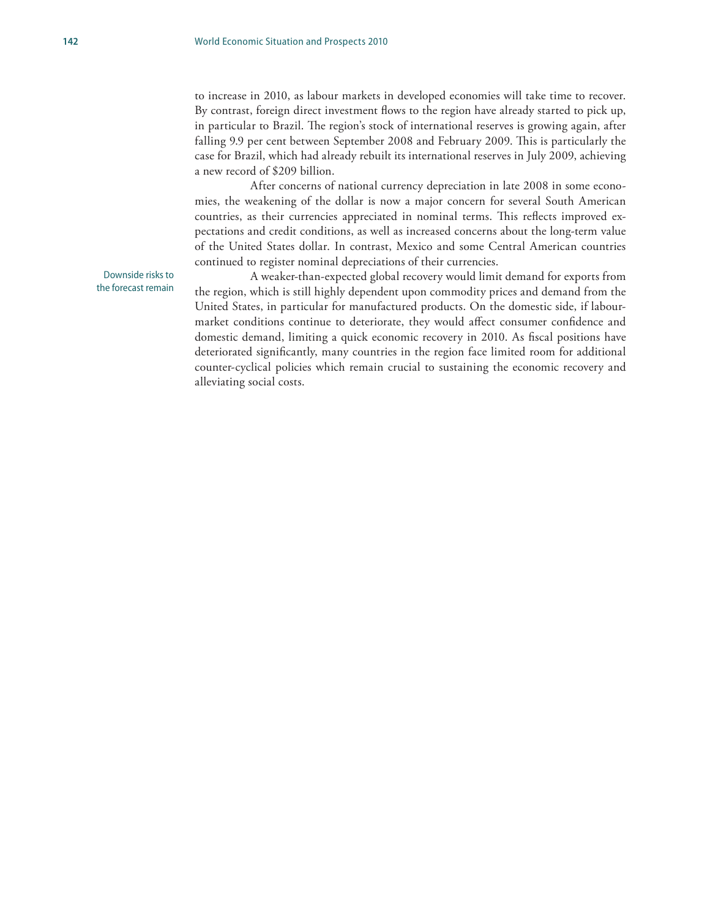to increase in 2010, as labour markets in developed economies will take time to recover. By contrast, foreign direct investment flows to the region have already started to pick up, in particular to Brazil. The region's stock of international reserves is growing again, after falling 9.9 per cent between September 2008 and February 2009. This is particularly the case for Brazil, which had already rebuilt its international reserves in July 2009, achieving a new record of $209 billion.

After concerns of national currency depreciation in late 2008 in some economies, the weakening of the dollar is now a major concern for several South American countries, as their currencies appreciated in nominal terms. This reflects improved expectations and credit conditions, as well as increased concerns about the long-term value of the United States dollar. In contrast, Mexico and some Central American countries continued to register nominal depreciations of their currencies.

Downside risks to the forecast remain

A weaker-than-expected global recovery would limit demand for exports from the region, which is still highly dependent upon commodity prices and demand from the United States, in particular for manufactured products. On the domestic side, if labour-market conditions continue to deteriorate, they would affect consumer confidence and domestic demand, limiting a quick economic recovery in 2010. As fiscal positions have deteriorated significantly, many countries in the region face limited room for additional counter-cyclical policies which remain crucial to sustaining the economic recovery and alleviating social costs.